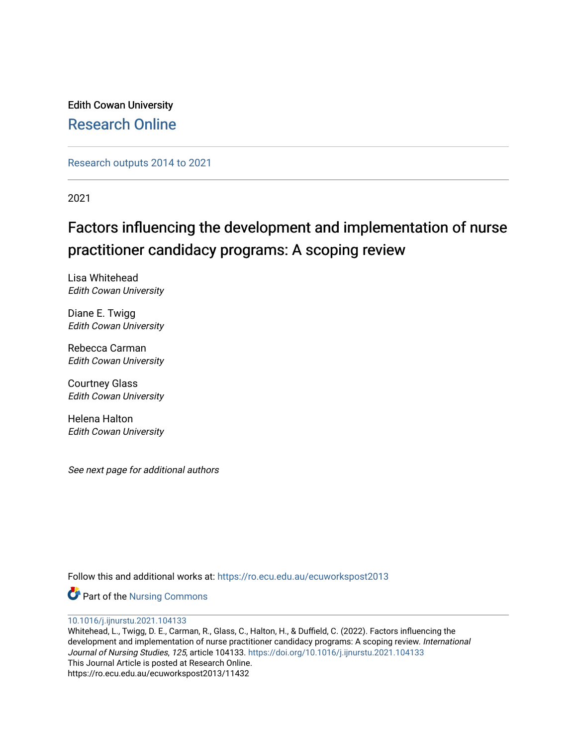Edith Cowan University

Research Online

Research outputs 2014 to 2021

2021

# Factors influencing the development and implementation of nurse practitioner candidacy programs: A scoping review

Lisa Whitehead
*Edith Cowan University*

Diane E. Twigg
*Edith Cowan University*

Rebecca Carman
*Edith Cowan University*

Courtney Glass
*Edith Cowan University*

Helena Halton
*Edith Cowan University*

*See next page for additional authors*

Follow this and additional works at: https://ro.ecu.edu.au/ecuworkspost2013

Part of the Nursing Commons

10.1016/j.ijnurstu.2021.104133
Whitehead, L., Twigg, D. E., Carman, R., Glass, C., Halton, H., & Duffield, C. (2022). Factors influencing the development and implementation of nurse practitioner candidacy programs: A scoping review. *International Journal of Nursing Studies*, *125*, article 104133. https://doi.org/10.1016/j.ijnurstu.2021.104133
This Journal Article is posted at Research Online.
https://ro.ecu.edu.au/ecuworkspost2013/11432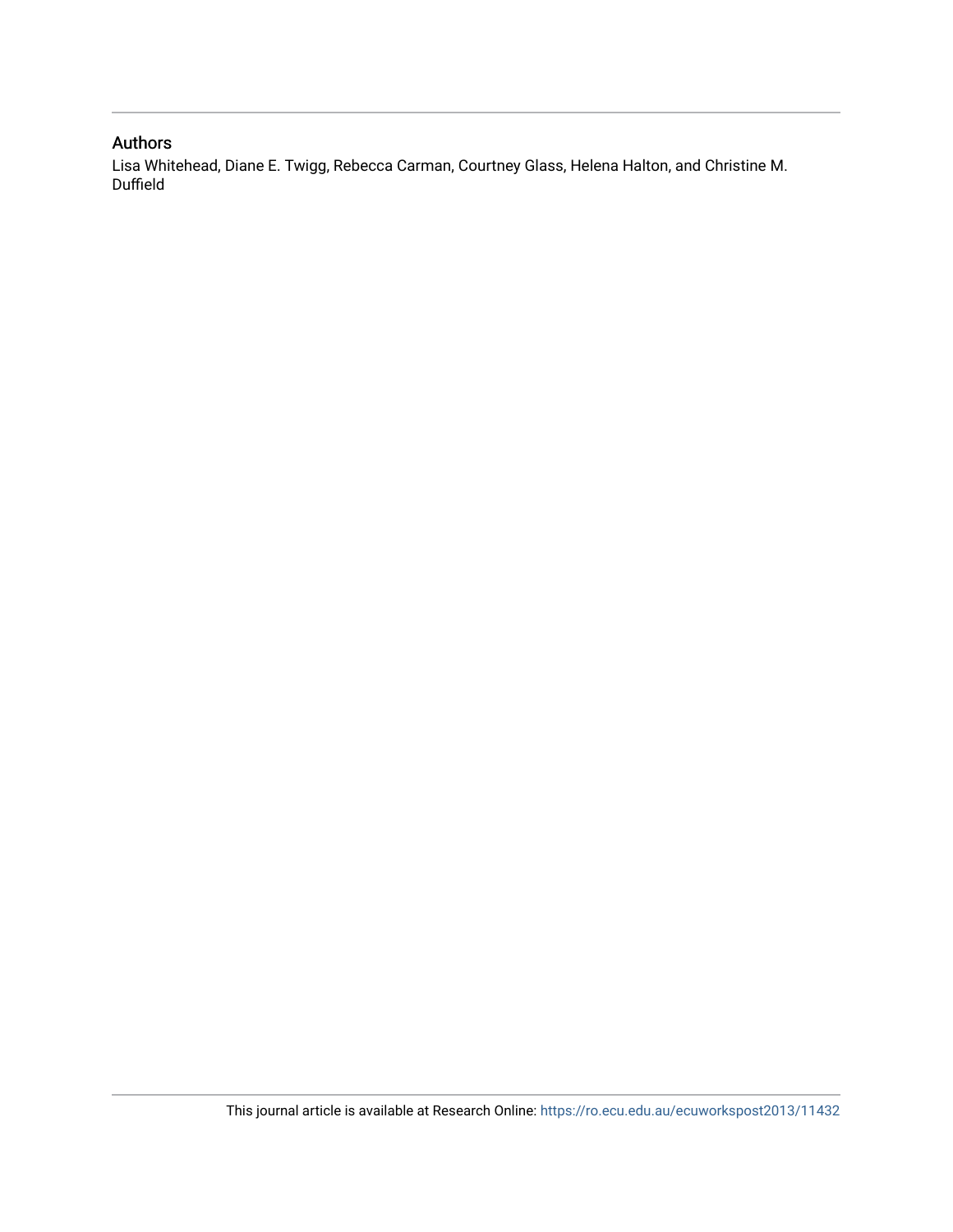## Authors

Lisa Whitehead, Diane E. Twigg, Rebecca Carman, Courtney Glass, Helena Halton, and Christine M. Duffield

This journal article is available at Research Online: https://ro.ecu.edu.au/ecuworkspost2013/11432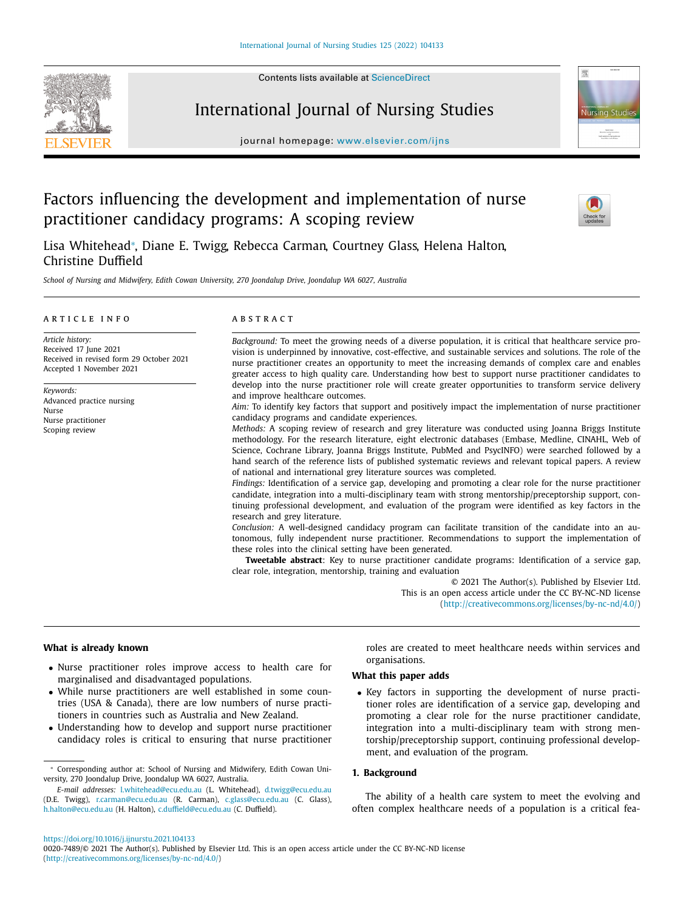# Factors influencing the development and implementation of nurse practitioner candidacy programs: A scoping review

Lisa Whitehead*, Diane E. Twigg, Rebecca Carman, Courtney Glass, Helena Halton, Christine Duffield

*School of Nursing and Midwifery, Edith Cowan University, 270 Joondalup Drive, Joondalup WA 6027, Australia*

## ARTICLE INFO

*Article history:*
Received 17 June 2021
Received in revised form 29 October 2021
Accepted 1 November 2021

*Keywords:*
Advanced practice nursing
Nurse
Nurse practitioner
Scoping review

## ABSTRACT

*Background:* To meet the growing needs of a diverse population, it is critical that healthcare service provision is underpinned by innovative, cost-effective, and sustainable services and solutions. The role of the nurse practitioner creates an opportunity to meet the increasing demands of complex care and enables greater access to high quality care. Understanding how best to support nurse practitioner candidates to develop into the nurse practitioner role will create greater opportunities to transform service delivery and improve healthcare outcomes.

*Aim:* To identify key factors that support and positively impact the implementation of nurse practitioner candidacy programs and candidate experiences.

*Methods:* A scoping review of research and grey literature was conducted using Joanna Briggs Institute methodology. For the research literature, eight electronic databases (Embase, Medline, CINAHL, Web of Science, Cochrane Library, Joanna Briggs Institute, PubMed and PsycINFO) were searched followed by a hand search of the reference lists of published systematic reviews and relevant topical papers. A review of national and international grey literature sources was completed.

*Findings:* Identification of a service gap, developing and promoting a clear role for the nurse practitioner candidate, integration into a multi-disciplinary team with strong mentorship/preceptorship support, continuing professional development, and evaluation of the program were identified as key factors in the research and grey literature.

*Conclusion:* A well-designed candidacy program can facilitate transition of the candidate into an autonomous, fully independent nurse practitioner. Recommendations to support the implementation of these roles into the clinical setting have been generated.

**Tweetable abstract**: Key to nurse practitioner candidate programs: Identification of a service gap, clear role, integration, mentorship, training and evaluation

© 2021 The Author(s). Published by Elsevier Ltd.
This is an open access article under the CC BY-NC-ND license (http://creativecommons.org/licenses/by-nc-nd/4.0/)

### What is already known

- Nurse practitioner roles improve access to health care for marginalised and disadvantaged populations.
- While nurse practitioners are well established in some countries (USA & Canada), there are low numbers of nurse practitioners in countries such as Australia and New Zealand.
- Understanding how to develop and support nurse practitioner candidacy roles is critical to ensuring that nurse practitioner roles are created to meet healthcare needs within services and organisations.

### What this paper adds

- Key factors in supporting the development of nurse practitioner roles are identification of a service gap, developing and promoting a clear role for the nurse practitioner candidate, integration into a multi-disciplinary team with strong mentorship/preceptorship support, continuing professional development, and evaluation of the program.

## 1. Background

The ability of a health care system to meet the evolving and often complex healthcare needs of a population is a critical fea-

\* Corresponding author at: School of Nursing and Midwifery, Edith Cowan University, 270 Joondalup Drive, Joondalup WA 6027, Australia.

*E-mail addresses:* l.whitehead@ecu.edu.au (L. Whitehead), d.twigg@ecu.edu.au (D.E. Twigg), r.carman@ecu.edu.au (R. Carman), c.glass@ecu.edu.au (C. Glass), h.halton@ecu.edu.au (H. Halton), c.duffield@ecu.edu.au (C. Duffield).

https://doi.org/10.1016/j.ijnurstu.2021.104133
0020-7489/© 2021 The Author(s). Published by Elsevier Ltd. This is an open access article under the CC BY-NC-ND license (http://creativecommons.org/licenses/by-nc-nd/4.0/)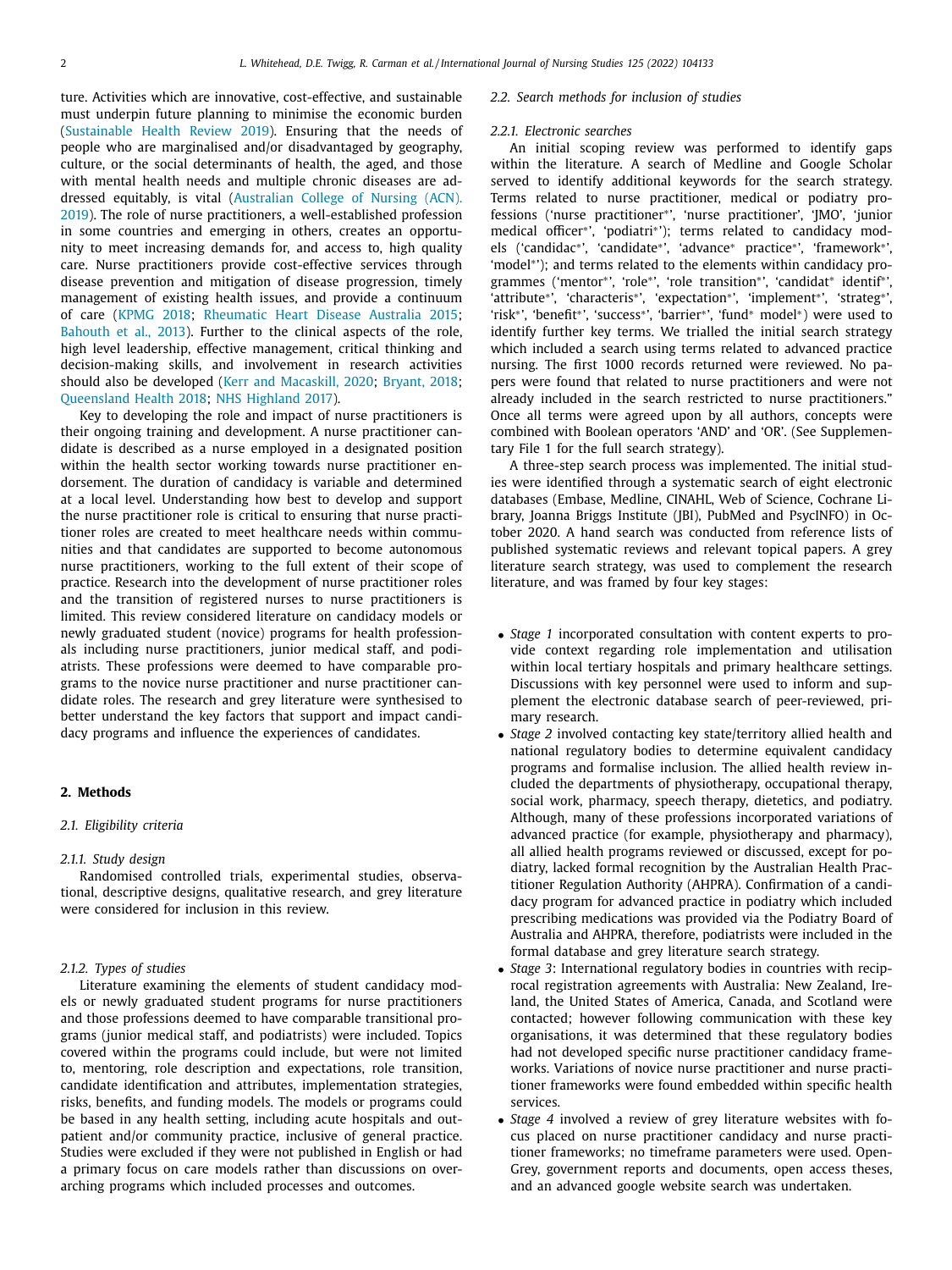ture. Activities which are innovative, cost-effective, and sustainable must underpin future planning to minimise the economic burden (Sustainable Health Review 2019). Ensuring that the needs of people who are marginalised and/or disadvantaged by geography, culture, or the social determinants of health, the aged, and those with mental health needs and multiple chronic diseases are addressed equitably, is vital (Australian College of Nursing (ACN). 2019). The role of nurse practitioners, a well-established profession in some countries and emerging in others, creates an opportunity to meet increasing demands for, and access to, high quality care. Nurse practitioners provide cost-effective services through disease prevention and mitigation of disease progression, timely management of existing health issues, and provide a continuum of care (KPMG 2018; Rheumatic Heart Disease Australia 2015; Bahouth et al., 2013). Further to the clinical aspects of the role, high level leadership, effective management, critical thinking and decision-making skills, and involvement in research activities should also be developed (Kerr and Macaskill, 2020; Bryant, 2018; Queensland Health 2018; NHS Highland 2017).

Key to developing the role and impact of nurse practitioners is their ongoing training and development. A nurse practitioner candidate is described as a nurse employed in a designated position within the health sector working towards nurse practitioner endorsement. The duration of candidacy is variable and determined at a local level. Understanding how best to develop and support the nurse practitioner role is critical to ensuring that nurse practitioner roles are created to meet healthcare needs within communities and that candidates are supported to become autonomous nurse practitioners, working to the full extent of their scope of practice. Research into the development of nurse practitioner roles and the transition of registered nurses to nurse practitioners is limited. This review considered literature on candidacy models or newly graduated student (novice) programs for health professionals including nurse practitioners, junior medical staff, and podiatrists. These professions were deemed to have comparable programs to the novice nurse practitioner and nurse practitioner candidate roles. The research and grey literature were synthesised to better understand the key factors that support and impact candidacy programs and influence the experiences of candidates.

## 2. Methods

### 2.1. Eligibility criteria

#### 2.1.1. Study design

Randomised controlled trials, experimental studies, observational, descriptive designs, qualitative research, and grey literature were considered for inclusion in this review.

#### 2.1.2. Types of studies

Literature examining the elements of student candidacy models or newly graduated student programs for nurse practitioners and those professions deemed to have comparable transitional programs (junior medical staff, and podiatrists) were included. Topics covered within the programs could include, but were not limited to, mentoring, role description and expectations, role transition, candidate identification and attributes, implementation strategies, risks, benefits, and funding models. The models or programs could be based in any health setting, including acute hospitals and outpatient and/or community practice, inclusive of general practice. Studies were excluded if they were not published in English or had a primary focus on care models rather than discussions on overarching programs which included processes and outcomes.

### 2.2. Search methods for inclusion of studies

#### 2.2.1. Electronic searches

An initial scoping review was performed to identify gaps within the literature. A search of Medline and Google Scholar served to identify additional keywords for the search strategy. Terms related to nurse practitioner, medical or podiatry professions ('nurse practitioner*', 'nurse practitioner', 'JMO', 'junior medical officer*', 'podiatri*'); terms related to candidacy models ('candidac*', 'candidate*', 'advance* practice*', 'framework*', 'model*'); and terms related to the elements within candidacy programmes ('mentor*', 'role*', 'role transition*', 'candidat* identif*', 'attribute*', 'characteris*', 'expectation*', 'implement*', 'strateg*', 'risk*', 'benefit*', 'success*', 'barrier*', 'fund* model*') were used to identify further key terms. We trialled the initial search strategy which included a search using terms related to advanced practice nursing. The first 1000 records returned were reviewed. No papers were found that related to nurse practitioners and were not already included in the search restricted to nurse practitioners." Once all terms were agreed upon by all authors, concepts were combined with Boolean operators 'AND' and 'OR'. (See Supplementary File 1 for the full search strategy).

A three-step search process was implemented. The initial studies were identified through a systematic search of eight electronic databases (Embase, Medline, CINAHL, Web of Science, Cochrane Library, Joanna Briggs Institute (JBI), PubMed and PsycINFO) in October 2020. A hand search was conducted from reference lists of published systematic reviews and relevant topical papers. A grey literature search strategy, was used to complement the research literature, and was framed by four key stages:

- *Stage 1* incorporated consultation with content experts to provide context regarding role implementation and utilisation within local tertiary hospitals and primary healthcare settings. Discussions with key personnel were used to inform and supplement the electronic database search of peer-reviewed, primary research.
- *Stage 2* involved contacting key state/territory allied health and national regulatory bodies to determine equivalent candidacy programs and formalise inclusion. The allied health review included the departments of physiotherapy, occupational therapy, social work, pharmacy, speech therapy, dietetics, and podiatry. Although, many of these professions incorporated variations of advanced practice (for example, physiotherapy and pharmacy), all allied health programs reviewed or discussed, except for podiatry, lacked formal recognition by the Australian Health Practitioner Regulation Authority (AHPRA). Confirmation of a candidacy program for advanced practice in podiatry which included prescribing medications was provided via the Podiatry Board of Australia and AHPRA, therefore, podiatrists were included in the formal database and grey literature search strategy.
- *Stage 3*: International regulatory bodies in countries with reciprocal registration agreements with Australia: New Zealand, Ireland, the United States of America, Canada, and Scotland were contacted; however following communication with these key organisations, it was determined that these regulatory bodies had not developed specific nurse practitioner candidacy frameworks. Variations of novice nurse practitioner and nurse practitioner frameworks were found embedded within specific health services.
- *Stage 4* involved a review of grey literature websites with focus placed on nurse practitioner candidacy and nurse practitioner frameworks; no timeframe parameters were used. OpenGrey, government reports and documents, open access theses, and an advanced google website search was undertaken.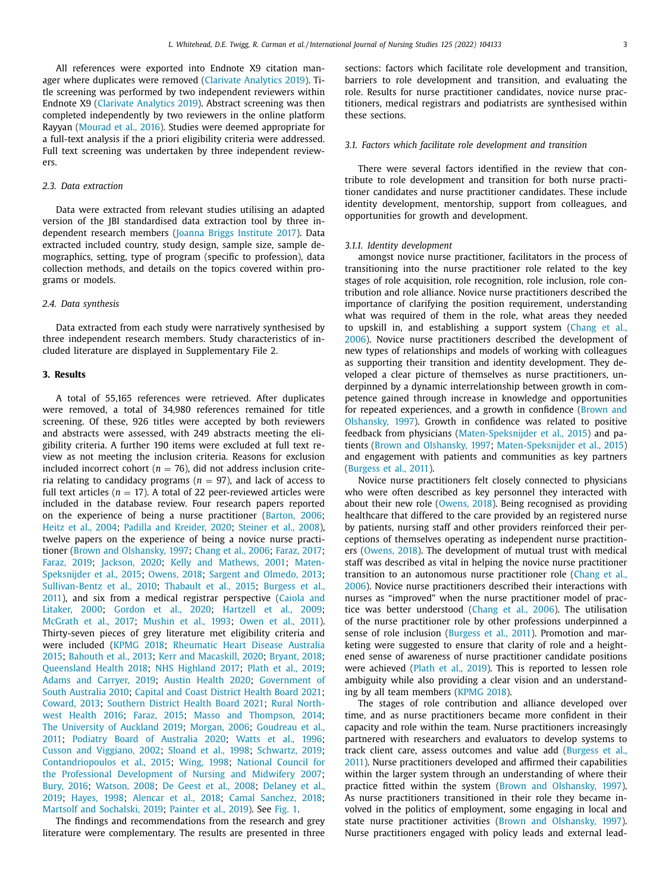All references were exported into Endnote X9 citation manager where duplicates were removed (Clarivate Analytics 2019). Title screening was performed by two independent reviewers within Endnote X9 (Clarivate Analytics 2019). Abstract screening was then completed independently by two reviewers in the online platform Rayyan (Mourad et al., 2016). Studies were deemed appropriate for a full-text analysis if the a priori eligibility criteria were addressed. Full text screening was undertaken by three independent reviewers.

### 2.3. Data extraction

Data were extracted from relevant studies utilising an adapted version of the JBI standardised data extraction tool by three independent research members (Joanna Briggs Institute 2017). Data extracted included country, study design, sample size, sample demographics, setting, type of program (specific to profession), data collection methods, and details on the topics covered within programs or models.

### 2.4. Data synthesis

Data extracted from each study were narratively synthesised by three independent research members. Study characteristics of included literature are displayed in Supplementary File 2.

## 3. Results

A total of 55,165 references were retrieved. After duplicates were removed, a total of 34,980 references remained for title screening. Of these, 926 titles were accepted by both reviewers and abstracts were assessed, with 249 abstracts meeting the eligibility criteria. A further 190 items were excluded at full text review as not meeting the inclusion criteria. Reasons for exclusion included incorrect cohort ($n = 76$), did not address inclusion criteria relating to candidacy programs ($n = 97$), and lack of access to full text articles ($n = 17$). A total of 22 peer-reviewed articles were included in the database review. Four research papers reported on the experience of being a nurse practitioner (Barton, 2006; Heitz et al., 2004; Padilla and Kreider, 2020; Steiner et al., 2008), twelve papers on the experience of being a novice nurse practitioner (Brown and Olshansky, 1997; Chang et al., 2006; Faraz, 2017; Faraz, 2019; Jackson, 2020; Kelly and Mathews, 2001; Maten-Speksnijder et al., 2015; Owens, 2018; Sargent and Olmedo, 2013; Sullivan-Bentz et al., 2010; Thabault et al., 2015; Burgess et al., 2011), and six from a medical registrar perspective (Caiola and Litaker, 2000; Gordon et al., 2020; Hartzell et al., 2009; McGrath et al., 2017; Mushin et al., 1993; Owen et al., 2011). Thirty-seven pieces of grey literature met eligibility criteria and were included (KPMG 2018; Rheumatic Heart Disease Australia 2015; Bahouth et al., 2013; Kerr and Macaskill, 2020; Bryant, 2018; Queensland Health 2018; NHS Highland 2017; Plath et al., 2019; Adams and Carryer, 2019; Austin Health 2020; Government of South Australia 2010; Capital and Coast District Health Board 2021; Coward, 2013; Southern District Health Board 2021; Rural Northwest Health 2016; Faraz, 2015; Masso and Thompson, 2014; The University of Auckland 2019; Morgan, 2006; Goudreau et al., 2011; Podiatry Board of Australia 2020; Watts et al., 1996; Cusson and Viggiano, 2002; Sloand et al., 1998; Schwartz, 2019; Contandriopoulos et al., 2015; Wing, 1998; National Council for the Professional Development of Nursing and Midwifery 2007; Bury, 2016; Watson, 2008; De Geest et al., 2008; Delaney et al., 2019; Hayes, 1998; Alencar et al., 2018; Camal Sanchez, 2018; Martsolf and Sochalski, 2019; Painter et al., 2019). See Fig. 1.

The findings and recommendations from the research and grey literature were complementary. The results are presented in three sections: factors which facilitate role development and transition, barriers to role development and transition, and evaluating the role. Results for nurse practitioner candidates, novice nurse practitioners, medical registrars and podiatrists are synthesised within these sections.

### 3.1. Factors which facilitate role development and transition

There were several factors identified in the review that contribute to role development and transition for both nurse practitioner candidates and nurse practitioner candidates. These include identity development, mentorship, support from colleagues, and opportunities for growth and development.

#### 3.1.1. Identity development

amongst novice nurse practitioner, facilitators in the process of transitioning into the nurse practitioner role related to the key stages of role acquisition, role recognition, role inclusion, role contribution and role alliance. Novice nurse practitioners described the importance of clarifying the position requirement, understanding what was required of them in the role, what areas they needed to upskill in, and establishing a support system (Chang et al., 2006). Novice nurse practitioners described the development of new types of relationships and models of working with colleagues as supporting their transition and identity development. They developed a clear picture of themselves as nurse practitioners, underpinned by a dynamic interrelationship between growth in competence gained through increase in knowledge and opportunities for repeated experiences, and a growth in confidence (Brown and Olshansky, 1997). Growth in confidence was related to positive feedback from physicians (Maten-Speksnijder et al., 2015) and patients (Brown and Olshansky, 1997; Maten-Speksnijder et al., 2015) and engagement with patients and communities as key partners (Burgess et al., 2011).

Novice nurse practitioners felt closely connected to physicians who were often described as key personnel they interacted with about their new role (Owens, 2018). Being recognised as providing healthcare that differed to the care provided by an registered nurse by patients, nursing staff and other providers reinforced their perceptions of themselves operating as independent nurse practitioners (Owens, 2018). The development of mutual trust with medical staff was described as vital in helping the novice nurse practitioner transition to an autonomous nurse practitioner role (Chang et al., 2006). Novice nurse practitioners described their interactions with nurses as "improved" when the nurse practitioner model of practice was better understood (Chang et al., 2006). The utilisation of the nurse practitioner role by other professions underpinned a sense of role inclusion (Burgess et al., 2011). Promotion and marketing were suggested to ensure that clarity of role and a heightened sense of awareness of nurse practitioner candidate positions were achieved (Plath et al., 2019). This is reported to lessen role ambiguity while also providing a clear vision and an understanding by all team members (KPMG 2018).

The stages of role contribution and alliance developed over time, and as nurse practitioners became more confident in their capacity and role within the team. Nurse practitioners increasingly partnered with researchers and evaluators to develop systems to track client care, assess outcomes and value add (Burgess et al., 2011). Nurse practitioners developed and affirmed their capabilities within the larger system through an understanding of where their practice fitted within the system (Brown and Olshansky, 1997). As nurse practitioners transitioned in their role they became involved in the politics of employment, some engaging in local and state nurse practitioner activities (Brown and Olshansky, 1997). Nurse practitioners engaged with policy leads and external lead-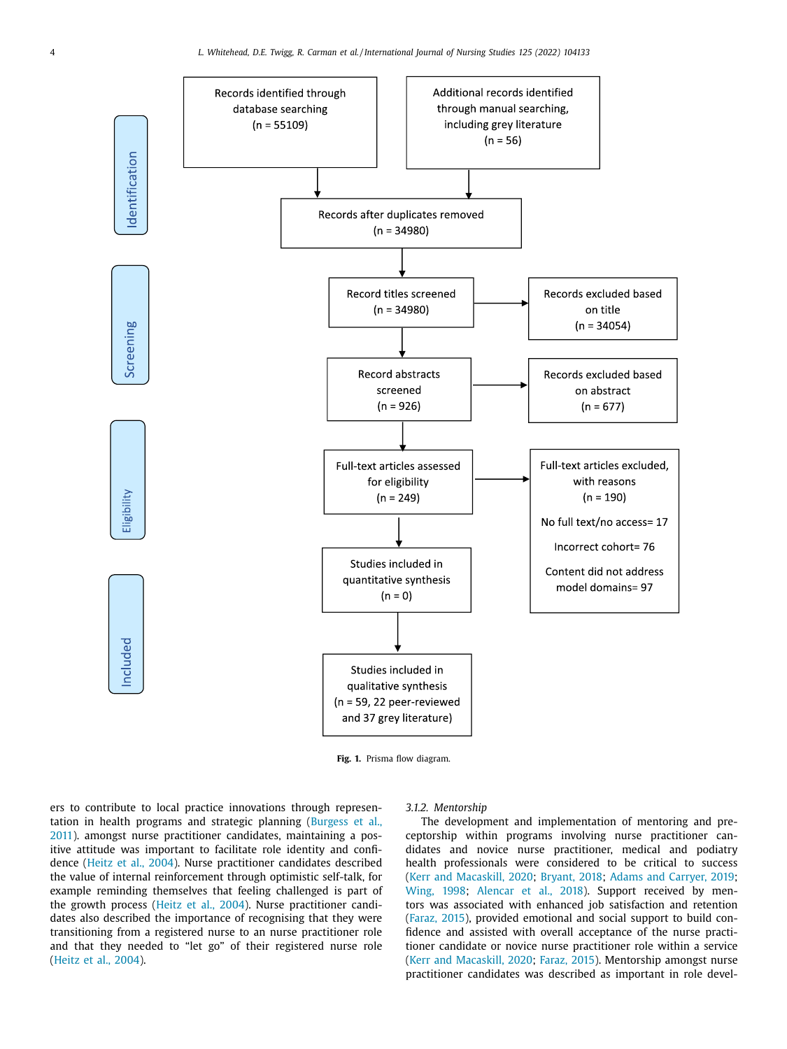**Identification**

- Records identified through database searching (n = 55109)
- Additional records identified through manual searching, including grey literature (n = 56)
- Records after duplicates removed (n = 34980)

**Screening**

- Record titles screened (n = 34980) → Records excluded based on title (n = 34054)
- Record abstracts screened (n = 926) → Records excluded based on abstract (n = 677)

**Eligibility**

- Full-text articles assessed for eligibility (n = 249) → Full-text articles excluded, with reasons (n = 190)
  - No full text/no access= 17
  - Incorrect cohort= 76
  - Content did not address model domains= 97

**Included**

- Studies included in quantitative synthesis (n = 0)
- Studies included in qualitative synthesis (n = 59, 22 peer-reviewed and 37 grey literature)

**Fig. 1.** Prisma flow diagram.

ers to contribute to local practice innovations through representation in health programs and strategic planning (Burgess et al., 2011). amongst nurse practitioner candidates, maintaining a positive attitude was important to facilitate role identity and confidence (Heitz et al., 2004). Nurse practitioner candidates described the value of internal reinforcement through optimistic self-talk, for example reminding themselves that feeling challenged is part of the growth process (Heitz et al., 2004). Nurse practitioner candidates also described the importance of recognising that they were transitioning from a registered nurse to an nurse practitioner role and that they needed to "let go" of their registered nurse role (Heitz et al., 2004).

#### 3.1.2. Mentorship

The development and implementation of mentoring and preceptorship within programs involving nurse practitioner candidates and novice nurse practitioner, medical and podiatry health professionals were considered to be critical to success (Kerr and Macaskill, 2020; Bryant, 2018; Adams and Carryer, 2019; Wing, 1998; Alencar et al., 2018). Support received by mentors was associated with enhanced job satisfaction and retention (Faraz, 2015), provided emotional and social support to build confidence and assisted with overall acceptance of the nurse practitioner candidate or novice nurse practitioner role within a service (Kerr and Macaskill, 2020; Faraz, 2015). Mentorship amongst nurse practitioner candidates was described as important in role devel-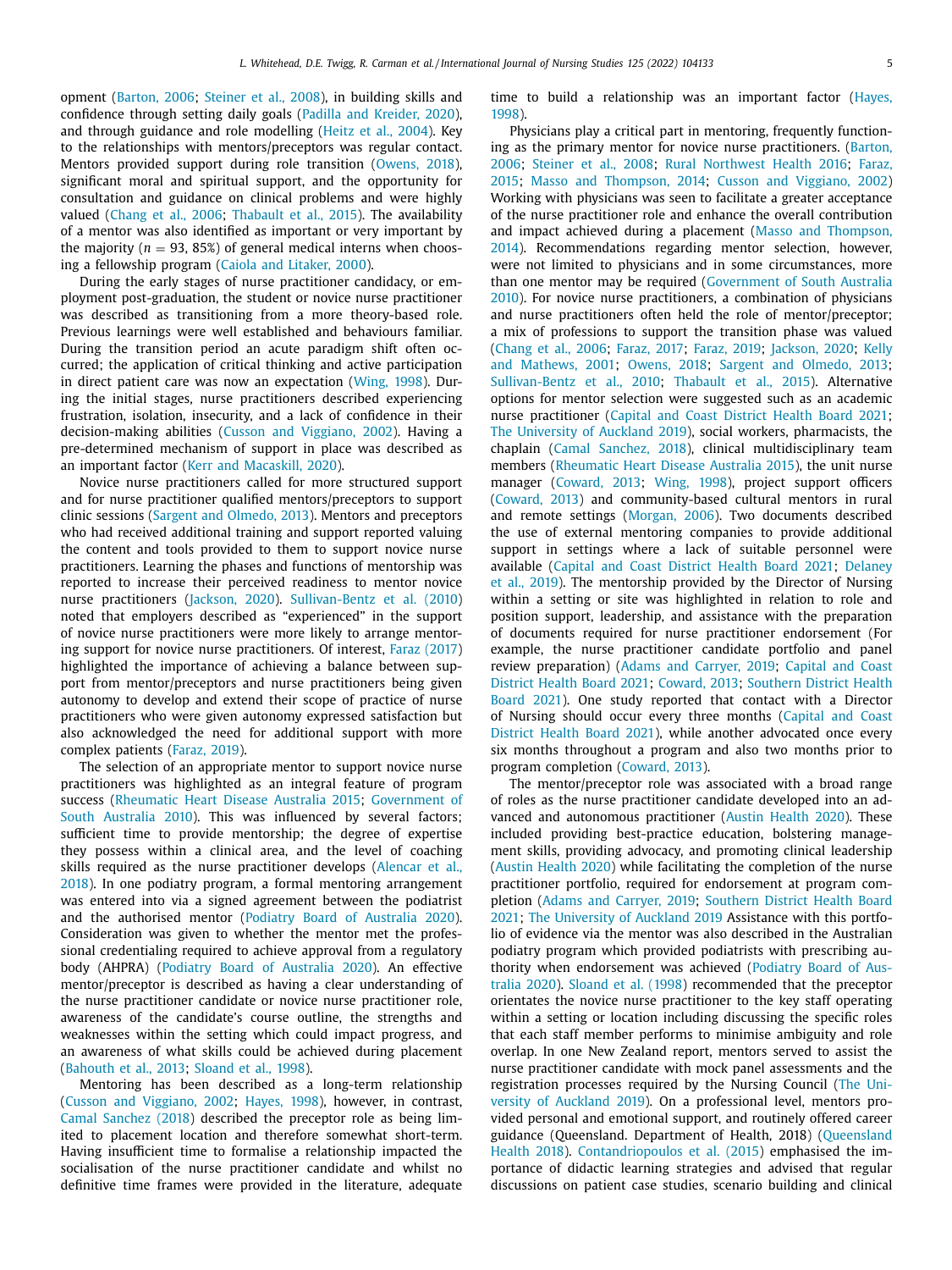opment (Barton, 2006; Steiner et al., 2008), in building skills and confidence through setting daily goals (Padilla and Kreider, 2020), and through guidance and role modelling (Heitz et al., 2004). Key to the relationships with mentors/preceptors was regular contact. Mentors provided support during role transition (Owens, 2018), significant moral and spiritual support, and the opportunity for consultation and guidance on clinical problems and were highly valued (Chang et al., 2006; Thabault et al., 2015). The availability of a mentor was also identified as important or very important by the majority ($n$ = 93, 85%) of general medical interns when choosing a fellowship program (Caiola and Litaker, 2000).

During the early stages of nurse practitioner candidacy, or employment post-graduation, the student or novice nurse practitioner was described as transitioning from a more theory-based role. Previous learnings were well established and behaviours familiar. During the transition period an acute paradigm shift often occurred; the application of critical thinking and active participation in direct patient care was now an expectation (Wing, 1998). During the initial stages, nurse practitioners described experiencing frustration, isolation, insecurity, and a lack of confidence in their decision-making abilities (Cusson and Viggiano, 2002). Having a pre-determined mechanism of support in place was described as an important factor (Kerr and Macaskill, 2020).

Novice nurse practitioners called for more structured support and for nurse practitioner qualified mentors/preceptors to support clinic sessions (Sargent and Olmedo, 2013). Mentors and preceptors who had received additional training and support reported valuing the content and tools provided to them to support novice nurse practitioners. Learning the phases and functions of mentorship was reported to increase their perceived readiness to mentor novice nurse practitioners (Jackson, 2020). Sullivan-Bentz et al. (2010) noted that employers described as “experienced” in the support of novice nurse practitioners were more likely to arrange mentoring support for novice nurse practitioners. Of interest, Faraz (2017) highlighted the importance of achieving a balance between support from mentor/preceptors and nurse practitioners being given autonomy to develop and extend their scope of practice of nurse practitioners who were given autonomy expressed satisfaction but also acknowledged the need for additional support with more complex patients (Faraz, 2019).

The selection of an appropriate mentor to support novice nurse practitioners was highlighted as an integral feature of program success (Rheumatic Heart Disease Australia 2015; Government of South Australia 2010). This was influenced by several factors; sufficient time to provide mentorship; the degree of expertise they possess within a clinical area, and the level of coaching skills required as the nurse practitioner develops (Alencar et al., 2018). In one podiatry program, a formal mentoring arrangement was entered into via a signed agreement between the podiatrist and the authorised mentor (Podiatry Board of Australia 2020). Consideration was given to whether the mentor met the professional credentialing required to achieve approval from a regulatory body (AHPRA) (Podiatry Board of Australia 2020). An effective mentor/preceptor is described as having a clear understanding of the nurse practitioner candidate or novice nurse practitioner role, awareness of the candidate's course outline, the strengths and weaknesses within the setting which could impact progress, and an awareness of what skills could be achieved during placement (Bahouth et al., 2013; Sloand et al., 1998).

Mentoring has been described as a long-term relationship (Cusson and Viggiano, 2002; Hayes, 1998), however, in contrast, Camal Sanchez (2018) described the preceptor role as being limited to placement location and therefore somewhat short-term. Having insufficient time to formalise a relationship impacted the socialisation of the nurse practitioner candidate and whilst no definitive time frames were provided in the literature, adequate time to build a relationship was an important factor (Hayes, 1998).

Physicians play a critical part in mentoring, frequently functioning as the primary mentor for novice nurse practitioners. (Barton, 2006; Steiner et al., 2008; Rural Northwest Health 2016; Faraz, 2015; Masso and Thompson, 2014; Cusson and Viggiano, 2002) Working with physicians was seen to facilitate a greater acceptance of the nurse practitioner role and enhance the overall contribution and impact achieved during a placement (Masso and Thompson, 2014). Recommendations regarding mentor selection, however, were not limited to physicians and in some circumstances, more than one mentor may be required (Government of South Australia 2010). For novice nurse practitioners, a combination of physicians and nurse practitioners often held the role of mentor/preceptor; a mix of professions to support the transition phase was valued (Chang et al., 2006; Faraz, 2017; Faraz, 2019; Jackson, 2020; Kelly and Mathews, 2001; Owens, 2018; Sargent and Olmedo, 2013; Sullivan-Bentz et al., 2010; Thabault et al., 2015). Alternative options for mentor selection were suggested such as an academic nurse practitioner (Capital and Coast District Health Board 2021; The University of Auckland 2019), social workers, pharmacists, the chaplain (Camal Sanchez, 2018), clinical multidisciplinary team members (Rheumatic Heart Disease Australia 2015), the unit nurse manager (Coward, 2013; Wing, 1998), project support officers (Coward, 2013) and community-based cultural mentors in rural and remote settings (Morgan, 2006). Two documents described the use of external mentoring companies to provide additional support in settings where a lack of suitable personnel were available (Capital and Coast District Health Board 2021; Delaney et al., 2019). The mentorship provided by the Director of Nursing within a setting or site was highlighted in relation to role and position support, leadership, and assistance with the preparation of documents required for nurse practitioner endorsement (For example, the nurse practitioner candidate portfolio and panel review preparation) (Adams and Carryer, 2019; Capital and Coast District Health Board 2021; Coward, 2013; Southern District Health Board 2021). One study reported that contact with a Director of Nursing should occur every three months (Capital and Coast District Health Board 2021), while another advocated once every six months throughout a program and also two months prior to program completion (Coward, 2013).

The mentor/preceptor role was associated with a broad range of roles as the nurse practitioner candidate developed into an advanced and autonomous practitioner (Austin Health 2020). These included providing best-practice education, bolstering management skills, providing advocacy, and promoting clinical leadership (Austin Health 2020) while facilitating the completion of the nurse practitioner portfolio, required for endorsement at program completion (Adams and Carryer, 2019; Southern District Health Board 2021; The University of Auckland 2019 Assistance with this portfolio of evidence via the mentor was also described in the Australian podiatry program which provided podiatrists with prescribing authority when endorsement was achieved (Podiatry Board of Australia 2020). Sloand et al. (1998) recommended that the preceptor orientates the novice nurse practitioner to the key staff operating within a setting or location including discussing the specific roles that each staff member performs to minimise ambiguity and role overlap. In one New Zealand report, mentors served to assist the nurse practitioner candidate with mock panel assessments and the registration processes required by the Nursing Council (The University of Auckland 2019). On a professional level, mentors provided personal and emotional support, and routinely offered career guidance (Queensland. Department of Health, 2018) (Queensland Health 2018). Contandriopoulos et al. (2015) emphasised the importance of didactic learning strategies and advised that regular discussions on patient case studies, scenario building and clinical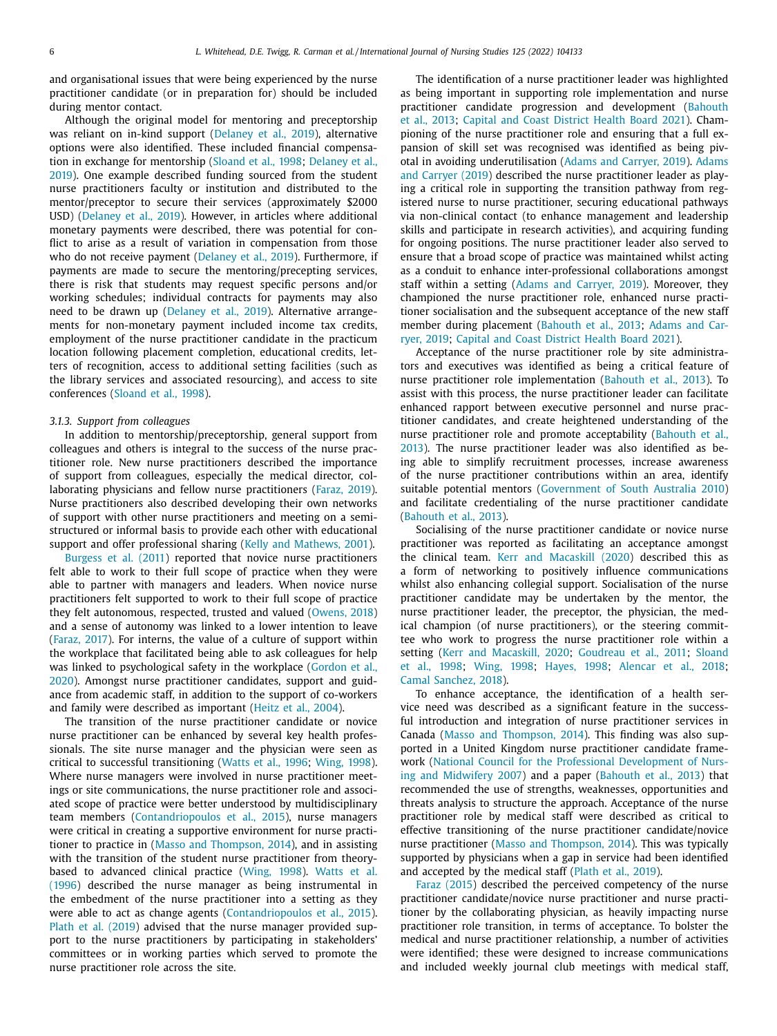and organisational issues that were being experienced by the nurse practitioner candidate (or in preparation for) should be included during mentor contact.

Although the original model for mentoring and preceptorship was reliant on in-kind support (Delaney et al., 2019), alternative options were also identified. These included financial compensation in exchange for mentorship (Sloand et al., 1998; Delaney et al., 2019). One example described funding sourced from the student nurse practitioners faculty or institution and distributed to the mentor/preceptor to secure their services (approximately $2000 USD) (Delaney et al., 2019). However, in articles where additional monetary payments were described, there was potential for conflict to arise as a result of variation in compensation from those who do not receive payment (Delaney et al., 2019). Furthermore, if payments are made to secure the mentoring/precepting services, there is risk that students may request specific persons and/or working schedules; individual contracts for payments may also need to be drawn up (Delaney et al., 2019). Alternative arrangements for non-monetary payment included income tax credits, employment of the nurse practitioner candidate in the practicum location following placement completion, educational credits, letters of recognition, access to additional setting facilities (such as the library services and associated resourcing), and access to site conferences (Sloand et al., 1998).

#### *3.1.3. Support from colleagues*

In addition to mentorship/preceptorship, general support from colleagues and others is integral to the success of the nurse practitioner role. New nurse practitioners described the importance of support from colleagues, especially the medical director, collaborating physicians and fellow nurse practitioners (Faraz, 2019). Nurse practitioners also described developing their own networks of support with other nurse practitioners and meeting on a semi-structured or informal basis to provide each other with educational support and offer professional sharing (Kelly and Mathews, 2001).

Burgess et al. (2011) reported that novice nurse practitioners felt able to work to their full scope of practice when they were able to partner with managers and leaders. When novice nurse practitioners felt supported to work to their full scope of practice they felt autonomous, respected, trusted and valued (Owens, 2018) and a sense of autonomy was linked to a lower intention to leave (Faraz, 2017). For interns, the value of a culture of support within the workplace that facilitated being able to ask colleagues for help was linked to psychological safety in the workplace (Gordon et al., 2020). Amongst nurse practitioner candidates, support and guidance from academic staff, in addition to the support of co-workers and family were described as important (Heitz et al., 2004).

The transition of the nurse practitioner candidate or novice nurse practitioner can be enhanced by several key health professionals. The site nurse manager and the physician were seen as critical to successful transitioning (Watts et al., 1996; Wing, 1998). Where nurse managers were involved in nurse practitioner meetings or site communications, the nurse practitioner role and associated scope of practice were better understood by multidisciplinary team members (Contandriopoulos et al., 2015), nurse managers were critical in creating a supportive environment for nurse practitioner to practice in (Masso and Thompson, 2014), and in assisting with the transition of the student nurse practitioner from theory-based to advanced clinical practice (Wing, 1998). Watts et al. (1996) described the nurse manager as being instrumental in the embedment of the nurse practitioner into a setting as they were able to act as change agents (Contandriopoulos et al., 2015). Plath et al. (2019) advised that the nurse manager provided support to the nurse practitioners by participating in stakeholders' committees or in working parties which served to promote the nurse practitioner role across the site.

The identification of a nurse practitioner leader was highlighted as being important in supporting role implementation and nurse practitioner candidate progression and development (Bahouth et al., 2013; Capital and Coast District Health Board 2021). Championing of the nurse practitioner role and ensuring that a full expansion of skill set was recognised was identified as being pivotal in avoiding underutilisation (Adams and Carryer, 2019). Adams and Carryer (2019) described the nurse practitioner leader as playing a critical role in supporting the transition pathway from registered nurse to nurse practitioner, securing educational pathways via non-clinical contact (to enhance management and leadership skills and participate in research activities), and acquiring funding for ongoing positions. The nurse practitioner leader also served to ensure that a broad scope of practice was maintained whilst acting as a conduit to enhance inter-professional collaborations amongst staff within a setting (Adams and Carryer, 2019). Moreover, they championed the nurse practitioner role, enhanced nurse practitioner socialisation and the subsequent acceptance of the new staff member during placement (Bahouth et al., 2013; Adams and Carryer, 2019; Capital and Coast District Health Board 2021).

Acceptance of the nurse practitioner role by site administrators and executives was identified as being a critical feature of nurse practitioner role implementation (Bahouth et al., 2013). To assist with this process, the nurse practitioner leader can facilitate enhanced rapport between executive personnel and nurse practitioner candidates, and create heightened understanding of the nurse practitioner role and promote acceptability (Bahouth et al., 2013). The nurse practitioner leader was also identified as being able to simplify recruitment processes, increase awareness of the nurse practitioner contributions within an area, identify suitable potential mentors (Government of South Australia 2010) and facilitate credentialing of the nurse practitioner candidate (Bahouth et al., 2013).

Socialising of the nurse practitioner candidate or novice nurse practitioner was reported as facilitating an acceptance amongst the clinical team. Kerr and Macaskill (2020) described this as a form of networking to positively influence communications whilst also enhancing collegial support. Socialisation of the nurse practitioner candidate may be undertaken by the mentor, the nurse practitioner leader, the preceptor, the physician, the medical champion (of nurse practitioners), or the steering committee who work to progress the nurse practitioner role within a setting (Kerr and Macaskill, 2020; Goudreau et al., 2011; Sloand et al., 1998; Wing, 1998; Hayes, 1998; Alencar et al., 2018; Camal Sanchez, 2018).

To enhance acceptance, the identification of a health service need was described as a significant feature in the successful introduction and integration of nurse practitioner services in Canada (Masso and Thompson, 2014). This finding was also supported in a United Kingdom nurse practitioner candidate framework (National Council for the Professional Development of Nursing and Midwifery 2007) and a paper (Bahouth et al., 2013) that recommended the use of strengths, weaknesses, opportunities and threats analysis to structure the approach. Acceptance of the nurse practitioner role by medical staff were described as critical to effective transitioning of the nurse practitioner candidate/novice nurse practitioner (Masso and Thompson, 2014). This was typically supported by physicians when a gap in service had been identified and accepted by the medical staff (Plath et al., 2019).

Faraz (2015) described the perceived competency of the nurse practitioner candidate/novice nurse practitioner and nurse practitioner by the collaborating physician, as heavily impacting nurse practitioner role transition, in terms of acceptance. To bolster the medical and nurse practitioner relationship, a number of activities were identified; these were designed to increase communications and included weekly journal club meetings with medical staff,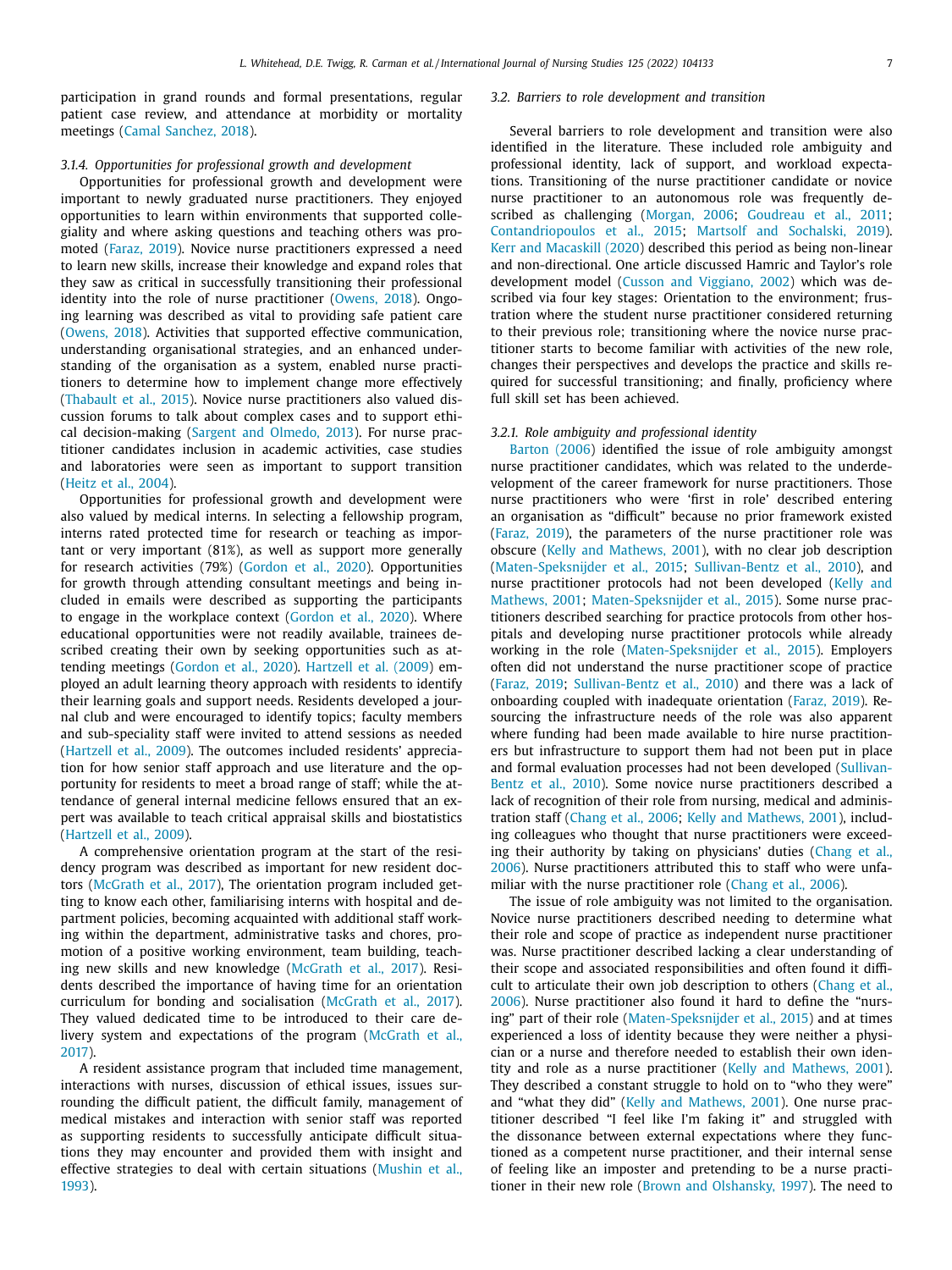participation in grand rounds and formal presentations, regular patient case review, and attendance at morbidity or mortality meetings (Camal Sanchez, 2018).

#### 3.1.4. Opportunities for professional growth and development

Opportunities for professional growth and development were important to newly graduated nurse practitioners. They enjoyed opportunities to learn within environments that supported collegiality and where asking questions and teaching others was promoted (Faraz, 2019). Novice nurse practitioners expressed a need to learn new skills, increase their knowledge and expand roles that they saw as critical in successfully transitioning their professional identity into the role of nurse practitioner (Owens, 2018). Ongoing learning was described as vital to providing safe patient care (Owens, 2018). Activities that supported effective communication, understanding organisational strategies, and an enhanced understanding of the organisation as a system, enabled nurse practitioners to determine how to implement change more effectively (Thabault et al., 2015). Novice nurse practitioners also valued discussion forums to talk about complex cases and to support ethical decision-making (Sargent and Olmedo, 2013). For nurse practitioner candidates inclusion in academic activities, case studies and laboratories were seen as important to support transition (Heitz et al., 2004).

Opportunities for professional growth and development were also valued by medical interns. In selecting a fellowship program, interns rated protected time for research or teaching as important or very important (81%), as well as support more generally for research activities (79%) (Gordon et al., 2020). Opportunities for growth through attending consultant meetings and being included in emails were described as supporting the participants to engage in the workplace context (Gordon et al., 2020). Where educational opportunities were not readily available, trainees described creating their own by seeking opportunities such as attending meetings (Gordon et al., 2020). Hartzell et al. (2009) employed an adult learning theory approach with residents to identify their learning goals and support needs. Residents developed a journal club and were encouraged to identify topics; faculty members and sub-speciality staff were invited to attend sessions as needed (Hartzell et al., 2009). The outcomes included residents' appreciation for how senior staff approach and use literature and the opportunity for residents to meet a broad range of staff; while the attendance of general internal medicine fellows ensured that an expert was available to teach critical appraisal skills and biostatistics (Hartzell et al., 2009).

A comprehensive orientation program at the start of the residency program was described as important for new resident doctors (McGrath et al., 2017), The orientation program included getting to know each other, familiarising interns with hospital and department policies, becoming acquainted with additional staff working within the department, administrative tasks and chores, promotion of a positive working environment, team building, teaching new skills and new knowledge (McGrath et al., 2017). Residents described the importance of having time for an orientation curriculum for bonding and socialisation (McGrath et al., 2017). They valued dedicated time to be introduced to their care delivery system and expectations of the program (McGrath et al., 2017).

A resident assistance program that included time management, interactions with nurses, discussion of ethical issues, issues surrounding the difficult patient, the difficult family, management of medical mistakes and interaction with senior staff was reported as supporting residents to successfully anticipate difficult situations they may encounter and provided them with insight and effective strategies to deal with certain situations (Mushin et al., 1993).

### 3.2. Barriers to role development and transition

Several barriers to role development and transition were also identified in the literature. These included role ambiguity and professional identity, lack of support, and workload expectations. Transitioning of the nurse practitioner candidate or novice nurse practitioner to an autonomous role was frequently described as challenging (Morgan, 2006; Goudreau et al., 2011; Contandriopoulos et al., 2015; Martsolf and Sochalski, 2019). Kerr and Macaskill (2020) described this period as being non-linear and non-directional. One article discussed Hamric and Taylor's role development model (Cusson and Viggiano, 2002) which was described via four key stages: Orientation to the environment; frustration where the student nurse practitioner considered returning to their previous role; transitioning where the novice nurse practitioner starts to become familiar with activities of the new role, changes their perspectives and develops the practice and skills required for successful transitioning; and finally, proficiency where full skill set has been achieved.

#### 3.2.1. Role ambiguity and professional identity

Barton (2006) identified the issue of role ambiguity amongst nurse practitioner candidates, which was related to the underdevelopment of the career framework for nurse practitioners. Those nurse practitioners who were 'first in role' described entering an organisation as "difficult" because no prior framework existed (Faraz, 2019), the parameters of the nurse practitioner role was obscure (Kelly and Mathews, 2001), with no clear job description (Maten-Speksnijder et al., 2015; Sullivan-Bentz et al., 2010), and nurse practitioner protocols had not been developed (Kelly and Mathews, 2001; Maten-Speksnijder et al., 2015). Some nurse practitioners described searching for practice protocols from other hospitals and developing nurse practitioner protocols while already working in the role (Maten-Speksnijder et al., 2015). Employers often did not understand the nurse practitioner scope of practice (Faraz, 2019; Sullivan-Bentz et al., 2010) and there was a lack of onboarding coupled with inadequate orientation (Faraz, 2019). Resourcing the infrastructure needs of the role was also apparent where funding had been made available to hire nurse practitioners but infrastructure to support them had not been put in place and formal evaluation processes had not been developed (Sullivan-Bentz et al., 2010). Some novice nurse practitioners described a lack of recognition of their role from nursing, medical and administration staff (Chang et al., 2006; Kelly and Mathews, 2001), including colleagues who thought that nurse practitioners were exceeding their authority by taking on physicians' duties (Chang et al., 2006). Nurse practitioners attributed this to staff who were unfamiliar with the nurse practitioner role (Chang et al., 2006).

The issue of role ambiguity was not limited to the organisation. Novice nurse practitioners described needing to determine what their role and scope of practice as independent nurse practitioner was. Nurse practitioner described lacking a clear understanding of their scope and associated responsibilities and often found it difficult to articulate their own job description to others (Chang et al., 2006). Nurse practitioner also found it hard to define the "nursing" part of their role (Maten-Speksnijder et al., 2015) and at times experienced a loss of identity because they were neither a physician or a nurse and therefore needed to establish their own identity and role as a nurse practitioner (Kelly and Mathews, 2001). They described a constant struggle to hold on to "who they were" and "what they did" (Kelly and Mathews, 2001). One nurse practitioner described "I feel like I'm faking it" and struggled with the dissonance between external expectations where they functioned as a competent nurse practitioner, and their internal sense of feeling like an imposter and pretending to be a nurse practitioner in their new role (Brown and Olshansky, 1997). The need to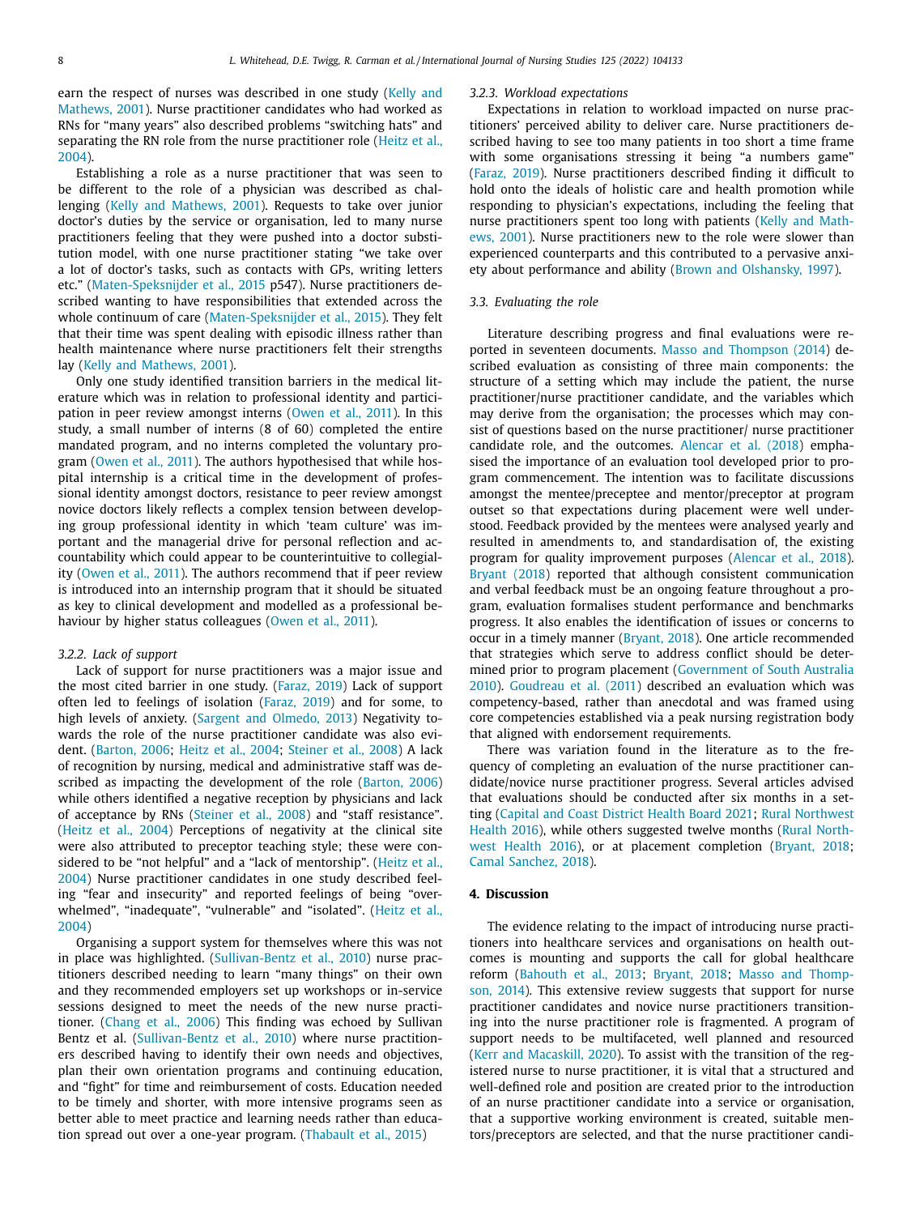earn the respect of nurses was described in one study (Kelly and Mathews, 2001). Nurse practitioner candidates who had worked as RNs for "many years" also described problems "switching hats" and separating the RN role from the nurse practitioner role (Heitz et al., 2004).

Establishing a role as a nurse practitioner that was seen to be different to the role of a physician was described as challenging (Kelly and Mathews, 2001). Requests to take over junior doctor's duties by the service or organisation, led to many nurse practitioners feeling that they were pushed into a doctor substitution model, with one nurse practitioner stating "we take over a lot of doctor's tasks, such as contacts with GPs, writing letters etc." (Maten-Speksnijder et al., 2015 p547). Nurse practitioners described wanting to have responsibilities that extended across the whole continuum of care (Maten-Speksnijder et al., 2015). They felt that their time was spent dealing with episodic illness rather than health maintenance where nurse practitioners felt their strengths lay (Kelly and Mathews, 2001).

Only one study identified transition barriers in the medical literature which was in relation to professional identity and participation in peer review amongst interns (Owen et al., 2011). In this study, a small number of interns (8 of 60) completed the entire mandated program, and no interns completed the voluntary program (Owen et al., 2011). The authors hypothesised that while hospital internship is a critical time in the development of professional identity amongst doctors, resistance to peer review amongst novice doctors likely reflects a complex tension between developing group professional identity in which 'team culture' was important and the managerial drive for personal reflection and accountability which could appear to be counterintuitive to collegiality (Owen et al., 2011). The authors recommend that if peer review is introduced into an internship program that it should be situated as key to clinical development and modelled as a professional behaviour by higher status colleagues (Owen et al., 2011).

#### 3.2.2. Lack of support

Lack of support for nurse practitioners was a major issue and the most cited barrier in one study. (Faraz, 2019) Lack of support often led to feelings of isolation (Faraz, 2019) and for some, to high levels of anxiety. (Sargent and Olmedo, 2013) Negativity towards the role of the nurse practitioner candidate was also evident. (Barton, 2006; Heitz et al., 2004; Steiner et al., 2008) A lack of recognition by nursing, medical and administrative staff was described as impacting the development of the role (Barton, 2006) while others identified a negative reception by physicians and lack of acceptance by RNs (Steiner et al., 2008) and "staff resistance". (Heitz et al., 2004) Perceptions of negativity at the clinical site were also attributed to preceptor teaching style; these were considered to be "not helpful" and a "lack of mentorship". (Heitz et al., 2004) Nurse practitioner candidates in one study described feeling "fear and insecurity" and reported feelings of being "overwhelmed", "inadequate", "vulnerable" and "isolated". (Heitz et al., 2004)

Organising a support system for themselves where this was not in place was highlighted. (Sullivan-Bentz et al., 2010) nurse practitioners described needing to learn "many things" on their own and they recommended employers set up workshops or in-service sessions designed to meet the needs of the new nurse practitioner. (Chang et al., 2006) This finding was echoed by Sullivan Bentz et al. (Sullivan-Bentz et al., 2010) where nurse practitioners described having to identify their own needs and objectives, plan their own orientation programs and continuing education, and "fight" for time and reimbursement of costs. Education needed to be timely and shorter, with more intensive programs seen as better able to meet practice and learning needs rather than education spread out over a one-year program. (Thabault et al., 2015)

#### 3.2.3. Workload expectations

Expectations in relation to workload impacted on nurse practitioners' perceived ability to deliver care. Nurse practitioners described having to see too many patients in too short a time frame with some organisations stressing it being "a numbers game" (Faraz, 2019). Nurse practitioners described finding it difficult to hold onto the ideals of holistic care and health promotion while responding to physician's expectations, including the feeling that nurse practitioners spent too long with patients (Kelly and Mathews, 2001). Nurse practitioners new to the role were slower than experienced counterparts and this contributed to a pervasive anxiety about performance and ability (Brown and Olshansky, 1997).

### 3.3. Evaluating the role

Literature describing progress and final evaluations were reported in seventeen documents. Masso and Thompson (2014) described evaluation as consisting of three main components: the structure of a setting which may include the patient, the nurse practitioner/nurse practitioner candidate, and the variables which may derive from the organisation; the processes which may consist of questions based on the nurse practitioner/ nurse practitioner candidate role, and the outcomes. Alencar et al. (2018) emphasised the importance of an evaluation tool developed prior to program commencement. The intention was to facilitate discussions amongst the mentee/preceptee and mentor/preceptor at program outset so that expectations during placement were well understood. Feedback provided by the mentees were analysed yearly and resulted in amendments to, and standardisation of, the existing program for quality improvement purposes (Alencar et al., 2018). Bryant (2018) reported that although consistent communication and verbal feedback must be an ongoing feature throughout a program, evaluation formalises student performance and benchmarks progress. It also enables the identification of issues or concerns to occur in a timely manner (Bryant, 2018). One article recommended that strategies which serve to address conflict should be determined prior to program placement (Government of South Australia 2010). Goudreau et al. (2011) described an evaluation which was competency-based, rather than anecdotal and was framed using core competencies established via a peak nursing registration body that aligned with endorsement requirements.

There was variation found in the literature as to the frequency of completing an evaluation of the nurse practitioner candidate/novice nurse practitioner progress. Several articles advised that evaluations should be conducted after six months in a setting (Capital and Coast District Health Board 2021; Rural Northwest Health 2016), while others suggested twelve months (Rural Northwest Health 2016), or at placement completion (Bryant, 2018; Camal Sanchez, 2018).

## 4. Discussion

The evidence relating to the impact of introducing nurse practitioners into healthcare services and organisations on health outcomes is mounting and supports the call for global healthcare reform (Bahouth et al., 2013; Bryant, 2018; Masso and Thompson, 2014). This extensive review suggests that support for nurse practitioner candidates and novice nurse practitioners transitioning into the nurse practitioner role is fragmented. A program of support needs to be multifaceted, well planned and resourced (Kerr and Macaskill, 2020). To assist with the transition of the registered nurse to nurse practitioner, it is vital that a structured and well-defined role and position are created prior to the introduction of an nurse practitioner candidate into a service or organisation, that a supportive working environment is created, suitable mentors/preceptors are selected, and that the nurse practitioner candi-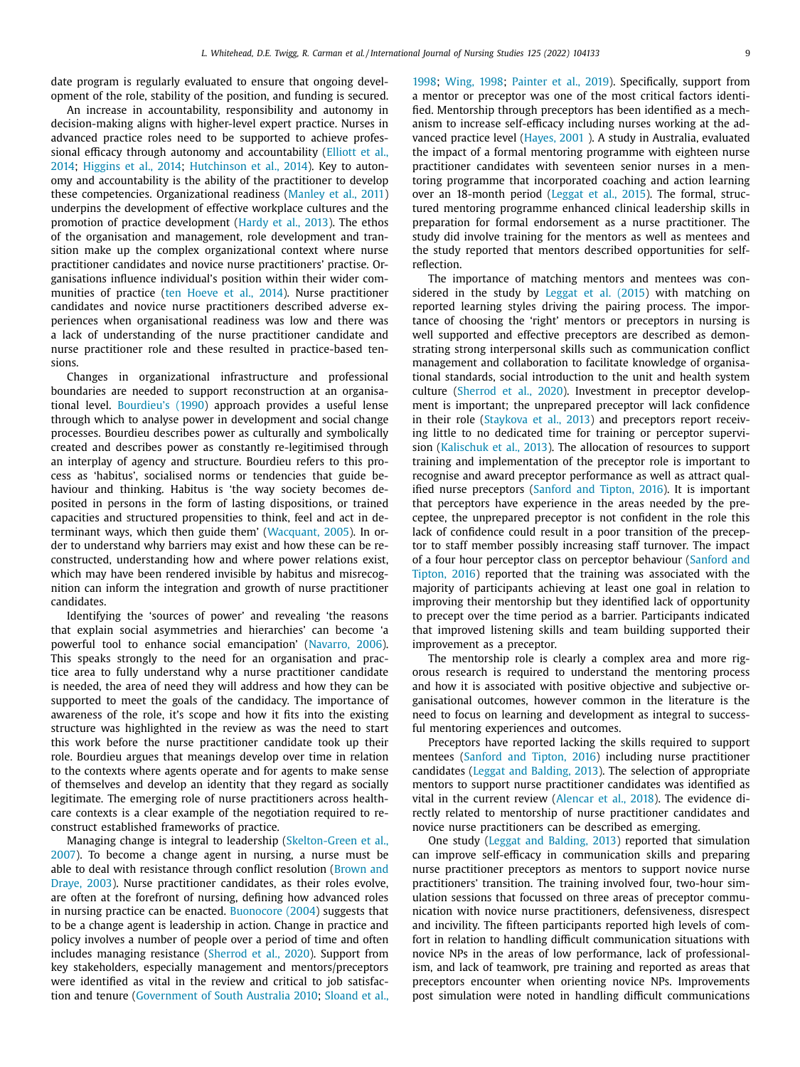date program is regularly evaluated to ensure that ongoing development of the role, stability of the position, and funding is secured.

An increase in accountability, responsibility and autonomy in decision-making aligns with higher-level expert practice. Nurses in advanced practice roles need to be supported to achieve professional efficacy through autonomy and accountability (Elliott et al., 2014; Higgins et al., 2014; Hutchinson et al., 2014). Key to autonomy and accountability is the ability of the practitioner to develop these competencies. Organizational readiness (Manley et al., 2011) underpins the development of effective workplace cultures and the promotion of practice development (Hardy et al., 2013). The ethos of the organisation and management, role development and transition make up the complex organizational context where nurse practitioner candidates and novice nurse practitioners' practise. Organisations influence individual's position within their wider communities of practice (ten Hoeve et al., 2014). Nurse practitioner candidates and novice nurse practitioners described adverse experiences when organisational readiness was low and there was a lack of understanding of the nurse practitioner candidate and nurse practitioner role and these resulted in practice-based tensions.

Changes in organizational infrastructure and professional boundaries are needed to support reconstruction at an organisational level. Bourdieu's (1990) approach provides a useful lense through which to analyse power in development and social change processes. Bourdieu describes power as culturally and symbolically created and describes power as constantly re-legitimised through an interplay of agency and structure. Bourdieu refers to this process as 'habitus', socialised norms or tendencies that guide behaviour and thinking. Habitus is 'the way society becomes deposited in persons in the form of lasting dispositions, or trained capacities and structured propensities to think, feel and act in determinant ways, which then guide them' (Wacquant, 2005). In order to understand why barriers may exist and how these can be reconstructed, understanding how and where power relations exist, which may have been rendered invisible by habitus and misrecognition can inform the integration and growth of nurse practitioner candidates.

Identifying the 'sources of power' and revealing 'the reasons that explain social asymmetries and hierarchies' can become 'a powerful tool to enhance social emancipation' (Navarro, 2006). This speaks strongly to the need for an organisation and practice area to fully understand why a nurse practitioner candidate is needed, the area of need they will address and how they can be supported to meet the goals of the candidacy. The importance of awareness of the role, it's scope and how it fits into the existing structure was highlighted in the review as was the need to start this work before the nurse practitioner candidate took up their role. Bourdieu argues that meanings develop over time in relation to the contexts where agents operate and for agents to make sense of themselves and develop an identity that they regard as socially legitimate. The emerging role of nurse practitioners across healthcare contexts is a clear example of the negotiation required to reconstruct established frameworks of practice.

Managing change is integral to leadership (Skelton-Green et al., 2007). To become a change agent in nursing, a nurse must be able to deal with resistance through conflict resolution (Brown and Draye, 2003). Nurse practitioner candidates, as their roles evolve, are often at the forefront of nursing, defining how advanced roles in nursing practice can be enacted. Buonocore (2004) suggests that to be a change agent is leadership in action. Change in practice and policy involves a number of people over a period of time and often includes managing resistance (Sherrod et al., 2020). Support from key stakeholders, especially management and mentors/preceptors were identified as vital in the review and critical to job satisfaction and tenure (Government of South Australia 2010; Sloand et al., 1998; Wing, 1998; Painter et al., 2019). Specifically, support from a mentor or preceptor was one of the most critical factors identified. Mentorship through preceptors has been identified as a mechanism to increase self-efficacy including nurses working at the advanced practice level (Hayes, 2001 ). A study in Australia, evaluated the impact of a formal mentoring programme with eighteen nurse practitioner candidates with seventeen senior nurses in a mentoring programme that incorporated coaching and action learning over an 18-month period (Leggat et al., 2015). The formal, structured mentoring programme enhanced clinical leadership skills in preparation for formal endorsement as a nurse practitioner. The study did involve training for the mentors as well as mentees and the study reported that mentors described opportunities for self-reflection.

The importance of matching mentors and mentees was considered in the study by Leggat et al. (2015) with matching on reported learning styles driving the pairing process. The importance of choosing the 'right' mentors or preceptors in nursing is well supported and effective preceptors are described as demonstrating strong interpersonal skills such as communication conflict management and collaboration to facilitate knowledge of organisational standards, social introduction to the unit and health system culture (Sherrod et al., 2020). Investment in preceptor development is important; the unprepared preceptor will lack confidence in their role (Staykova et al., 2013) and preceptors report receiving little to no dedicated time for training or perceptor supervision (Kalischuk et al., 2013). The allocation of resources to support training and implementation of the preceptor role is important to recognise and award preceptor performance as well as attract qualified nurse preceptors (Sanford and Tipton, 2016). It is important that perceptors have experience in the areas needed by the preceptee, the unprepared preceptor is not confident in the role this lack of confidence could result in a poor transition of the preceptor to staff member possibly increasing staff turnover. The impact of a four hour perceptor class on perceptor behaviour (Sanford and Tipton, 2016) reported that the training was associated with the majority of participants achieving at least one goal in relation to improving their mentorship but they identified lack of opportunity to precept over the time period as a barrier. Participants indicated that improved listening skills and team building supported their improvement as a preceptor.

The mentorship role is clearly a complex area and more rigorous research is required to understand the mentoring process and how it is associated with positive objective and subjective organisational outcomes, however common in the literature is the need to focus on learning and development as integral to successful mentoring experiences and outcomes.

Preceptors have reported lacking the skills required to support mentees (Sanford and Tipton, 2016) including nurse practitioner candidates (Leggat and Balding, 2013). The selection of appropriate mentors to support nurse practitioner candidates was identified as vital in the current review (Alencar et al., 2018). The evidence directly related to mentorship of nurse practitioner candidates and novice nurse practitioners can be described as emerging.

One study (Leggat and Balding, 2013) reported that simulation can improve self-efficacy in communication skills and preparing nurse practitioner preceptors as mentors to support novice nurse practitioners' transition. The training involved four, two-hour simulation sessions that focussed on three areas of preceptor communication with novice nurse practitioners, defensiveness, disrespect and incivility. The fifteen participants reported high levels of comfort in relation to handling difficult communication situations with novice NPs in the areas of low performance, lack of professionalism, and lack of teamwork, pre training and reported as areas that preceptors encounter when orienting novice NPs. Improvements post simulation were noted in handling difficult communications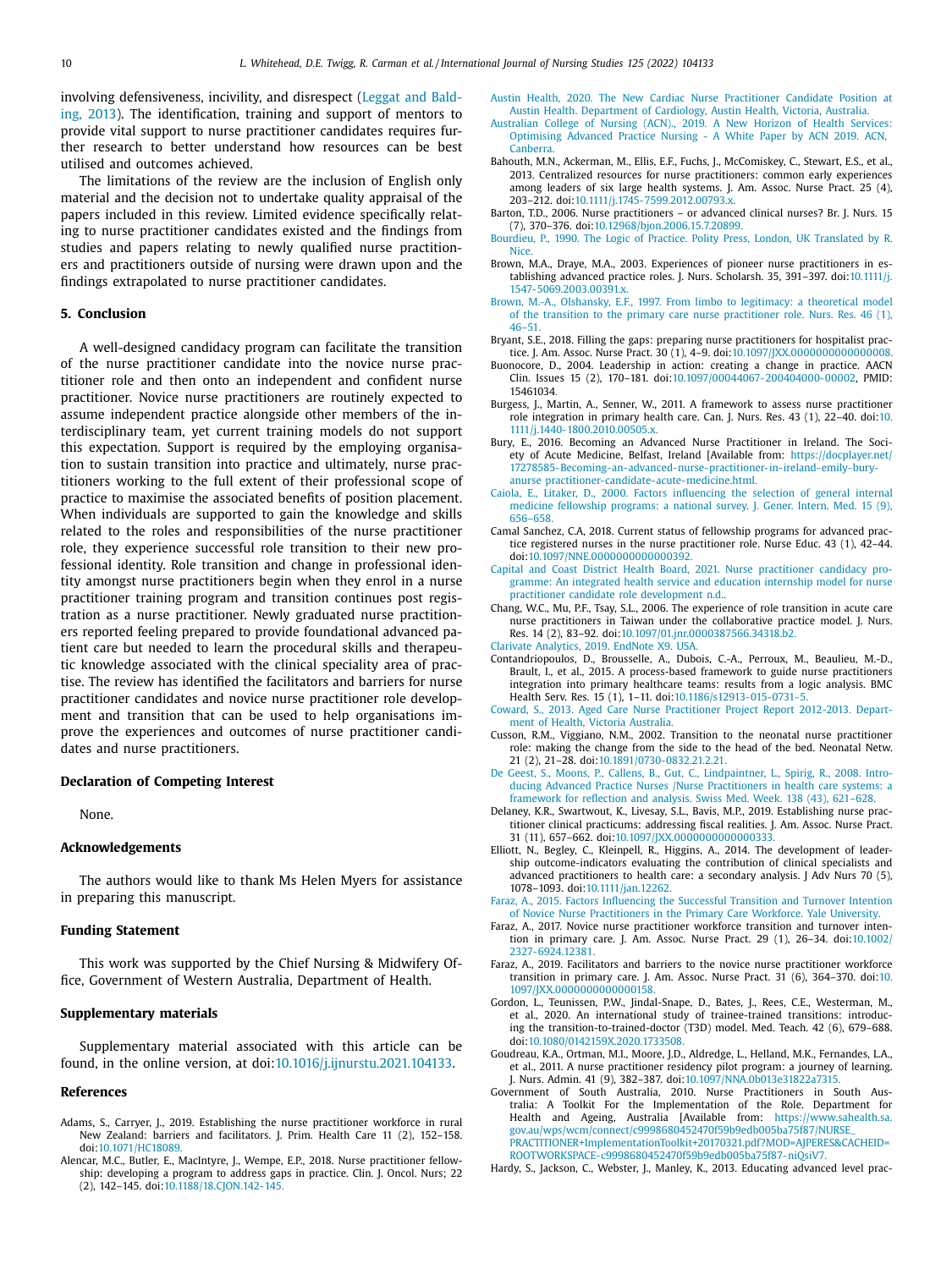involving defensiveness, incivility, and disrespect (Leggat and Balding, 2013). The identification, training and support of mentors to provide vital support to nurse practitioner candidates requires further research to better understand how resources can be best utilised and outcomes achieved.

The limitations of the review are the inclusion of English only material and the decision not to undertake quality appraisal of the papers included in this review. Limited evidence specifically relating to nurse practitioner candidates existed and the findings from studies and papers relating to newly qualified nurse practitioners and nurse practitioners outside of nursing were drawn upon and the findings extrapolated to nurse practitioner candidates.

## 5. Conclusion

A well-designed candidacy program can facilitate the transition of the nurse practitioner candidate into the novice nurse practitioner role and then onto an independent and confident nurse practitioner. Novice nurse practitioners are routinely expected to assume independent practice alongside other members of the interdisciplinary team, yet current training models do not support this expectation. Support is required by the employing organisation to sustain transition into practice and ultimately, nurse practitioners working to the full extent of their professional scope of practice to maximise the associated benefits of position placement. When individuals are supported to gain the knowledge and skills related to the roles and responsibilities of the nurse practitioner role, they experience successful role transition to their new professional identity. Role transition and change in professional identity amongst nurse practitioners begin when they enrol in a nurse practitioner training program and transition continues post registration as a nurse practitioner. Newly graduated nurse practitioners reported feeling prepared to provide foundational advanced patient care but needed to learn the procedural skills and therapeutic knowledge associated with the clinical speciality area of practice. The review has identified the facilitators and barriers for nurse practitioner candidates and novice nurse practitioner role development and transition that can be used to help organisations improve the experiences and outcomes of nurse practitioner candidates and nurse practitioners.

## Declaration of Competing Interest

None.

## Acknowledgements

The authors would like to thank Ms Helen Myers for assistance in preparing this manuscript.

## Funding Statement

This work was supported by the Chief Nursing & Midwifery Office, Government of Western Australia, Department of Health.

## Supplementary materials

Supplementary material associated with this article can be found, in the online version, at doi:10.1016/j.ijnurstu.2021.104133.

## References

Adams, S., Carryer, J., 2019. Establishing the nurse practitioner workforce in rural New Zealand: barriers and facilitators. J. Prim. Health Care 11 (2), 152–158. doi:10.1071/HC18089.

Alencar, M.C., Butler, E., MacIntyre, J., Wempe, E.P., 2018. Nurse practitioner fellowship: developing a program to address gaps in practice. Clin. J. Oncol. Nurs; 22 (2), 142–145. doi:10.1188/18.CJON.142-145.

Austin Health, 2020. The New Cardiac Nurse Practitioner Candidate Position at Austin Health. Department of Cardiology, Austin Health, Victoria, Australia.

Australian College of Nursing (ACN)., 2019. A New Horizon of Health Services: Optimising Advanced Practice Nursing - A White Paper by ACN 2019. ACN, Canberra.

Bahouth, M.N., Ackerman, M., Ellis, E.F., Fuchs, J., McComiskey, C., Stewart, E.S., et al., 2013. Centralized resources for nurse practitioners: common early experiences among leaders of six large health systems. J. Am. Assoc. Nurse Pract. 25 (4), 203–212. doi:10.1111/j.1745-7599.2012.00793.x.

Barton, T.D., 2006. Nurse practitioners – or advanced clinical nurses? Br. J. Nurs. 15 (7), 370–376. doi:10.12968/bjon.2006.15.7.20899.

Bourdieu, P., 1990. The Logic of Practice. Polity Press, London, UK Translated by R. Nice.

Brown, M.A., Draye, M.A., 2003. Experiences of pioneer nurse practitioners in establishing advanced practice roles. J. Nurs. Scholarsh. 35, 391–397. doi:10.1111/j.1547-5069.2003.00391.x.

Brown, M.-A., Olshansky, E.F., 1997. From limbo to legitimacy: a theoretical model of the transition to the primary care nurse practitioner role. Nurs. Res. 46 (1), 46–51.

Bryant, S.E., 2018. Filling the gaps: preparing nurse practitioners for hospitalist practice. J. Am. Assoc. Nurse Pract. 30 (1), 4–9. doi:10.1097/JXX.0000000000000008.

Buonocore, D., 2004. Leadership in action: creating a change in practice. AACN Clin. Issues 15 (2), 170–181. doi:10.1097/00044067-200404000-00002, PMID: 15461034.

Burgess, J., Martin, A., Senner, W., 2011. A framework to assess nurse practitioner role integration in primary health care. Can. J. Nurs. Res. 43 (1), 22–40. doi:10.1111/j.1440-1800.2010.00505.x.

Bury, E., 2016. Becoming an Advanced Nurse Practitioner in Ireland. The Society of Acute Medicine, Belfast, Ireland [Available from: https://docplayer.net/17278585-Becoming-an-advanced-nurse-practitioner-in-ireland-emily-bury-anurse practitioner-candidate-acute-medicine.html.

Caiola, E., Litaker, D., 2000. Factors influencing the selection of general internal medicine fellowship programs: a national survey. J. Gener. Intern. Med. 15 (9), 656–658.

Camal Sanchez, C.A, 2018. Current status of fellowship programs for advanced practice registered nurses in the nurse practitioner role. Nurse Educ. 43 (1), 42–44. doi:10.1097/NNE.0000000000000392.

Capital and Coast District Health Board, 2021. Nurse practitioner candidacy programme: An integrated health service and education internship model for nurse practitioner candidate role development n.d..

Chang, W.C., Mu, P.F., Tsay, S.L., 2006. The experience of role transition in acute care nurse practitioners in Taiwan under the collaborative practice model. J. Nurs. Res. 14 (2), 83–92. doi:10.1097/01.jnr.0000387566.34318.b2.

Clarivate Analytics, 2019. EndNote X9. USA.

Contandriopoulos, D., Brousselle, A., Dubois, C.-A., Perroux, M., Beaulieu, M.-D., Brault, I., et al., 2015. A process-based framework to guide nurse practitioners integration into primary healthcare teams: results from a logic analysis. BMC Health Serv. Res. 15 (1), 1–11. doi:10.1186/s12913-015-0731-5.

Coward, S., 2013. Aged Care Nurse Practitioner Project Report 2012-2013. Department of Health, Victoria Australia.

Cusson, R.M., Viggiano, N.M., 2002. Transition to the neonatal nurse practitioner role: making the change from the side to the head of the bed. Neonatal Netw. 21 (2), 21–28. doi:10.1891/0730-0832.21.2.21.

De Geest, S., Moons, P., Callens, B., Gut, C., Lindpaintner, L., Spirig, R., 2008. Introducing Advanced Practice Nurses /Nurse Practitioners in health care systems: a framework for reflection and analysis. Swiss Med. Week. 138 (43), 621–628.

Delaney, K.R., Swartwout, K., Livesay, S.L., Bavis, M.P., 2019. Establishing nurse practitioner clinical practicums: addressing fiscal realities. J. Am. Assoc. Nurse Pract. 31 (11), 657–662. doi:10.1097/JXX.0000000000000333.

Elliott, N., Begley, C., Kleinpell, R., Higgins, A., 2014. The development of leadership outcome-indicators evaluating the contribution of clinical specialists and advanced practitioners to health care: a secondary analysis. J Adv Nurs 70 (5), 1078–1093. doi:10.1111/jan.12262.

Faraz, A., 2015. Factors Influencing the Successful Transition and Turnover Intention of Novice Nurse Practitioners in the Primary Care Workforce. Yale University.

Faraz, A., 2017. Novice nurse practitioner workforce transition and turnover intention in primary care. J. Am. Assoc. Nurse Pract. 29 (1), 26–34. doi:10.1002/2327-6924.12381.

Faraz, A., 2019. Facilitators and barriers to the novice nurse practitioner workforce transition in primary care. J. Am. Assoc. Nurse Pract. 31 (6), 364–370. doi:10.1097/JXX.0000000000000158.

Gordon, L., Teunissen, P.W., Jindal-Snape, D., Bates, J., Rees, C.E., Westerman, M., et al., 2020. An international study of trainee-trained transitions: introducing the transition-to-trained-doctor (T3D) model. Med. Teach. 42 (6), 679–688. doi:10.1080/0142159X.2020.1733508.

Goudreau, K.A., Ortman, M.I., Moore, J.D., Aldredge, L., Helland, M.K., Fernandes, L.A., et al., 2011. A nurse practitioner residency pilot program: a journey of learning. J. Nurs. Admin. 41 (9), 382–387. doi:10.1097/NNA.0b013e31822a7315.

Government of South Australia, 2010. Nurse Practitioners in South Australia: A Toolkit For the Implementation of the Role. Department for Health and Ageing, Australia [Available from: https://www.sahealth.sa.gov.au/wps/wcm/connect/c9998680452470f59b9edb005ba75f87/NURSE_PRACTITIONER+ImplementationToolkit+20170321.pdf?MOD=AJPERES&CACHEID=ROOTWORKSPACE-c9998680452470f59b9edb005ba75f87-niQsiV7.

Hardy, S., Jackson, C., Webster, J., Manley, K., 2013. Educating advanced level prac-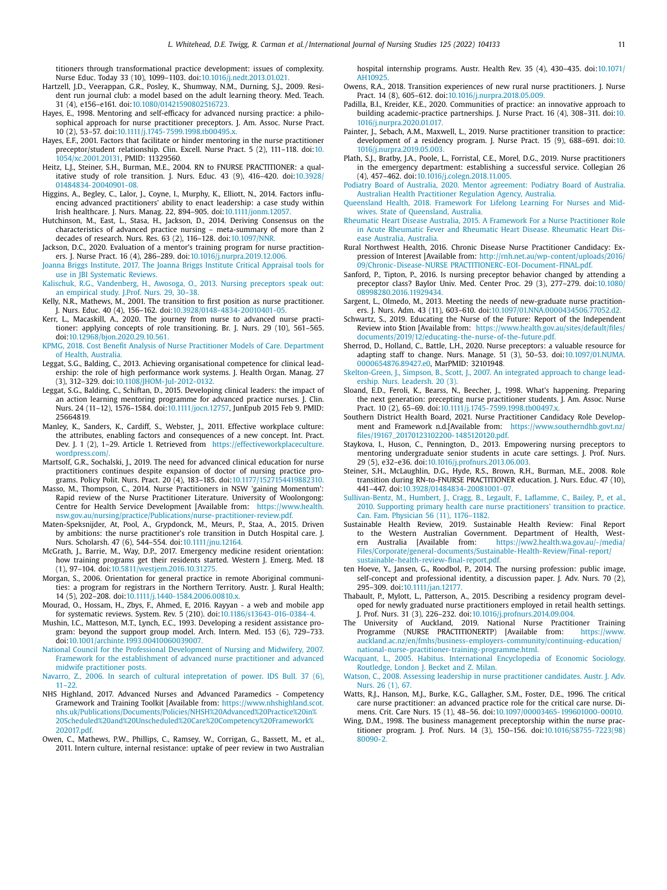titioners through transformational practice development: issues of complexity. Nurse Educ. Today 33 (10), 1099–1103. doi:10.1016/j.nedt.2013.01.021.

Hartzell, J.D., Veerappan, G.R., Posley, K., Shumway, N.M., Durning, S.J., 2009. Resident run journal club: a model based on the adult learning theory. Med. Teach. 31 (4), e156–e161. doi:10.1080/01421590802516723.

Hayes, E., 1998. Mentoring and self-efficacy for advanced nursing practice: a philosophical approach for nurse practitioner preceptors. J. Am. Assoc. Nurse Pract. 10 (2), 53–57. doi:10.1111/j.1745-7599.1998.tb00495.x.

Hayes, E.F., 2001. Factors that facilitate or hinder mentoring in the nurse practitioner preceptor/student relationship. Clin. Excell. Nurse Pract. 5 (2), 111–118. doi:10.1054/xc.2001.20131, PMID: 11329560.

Heitz, L.J., Steiner, S.H., Burman, M.E., 2004. RN to FNURSE PRACTITIONER: a qualitative study of role transition. J. Nurs. Educ. 43 (9), 416–420. doi:10.3928/01484834-20040901-08.

Higgins, A., Begley, C., Lalor, J., Coyne, I., Murphy, K., Elliott, N., 2014. Factors influencing advanced practitioners' ability to enact leadership: a case study within Irish healthcare. J. Nurs. Manag. 22, 894–905. doi:10.1111/jonm.12057.

Hutchinson, M., East, L., Stasa, H., Jackson, D., 2014. Deriving Consensus on the characteristics of advanced practice nursing – meta-summary of more than 2 decades of research. Nurs. Res. 63 (2), 116–128. doi:10.1097/NNR.

Jackson, D.C., 2020. Evaluation of a mentor's training program for nurse practitioners. J. Nurse Pract. 16 (4), 286–289. doi:10.1016/j.nurpra.2019.12.006.

Joanna Briggs Institute, 2017. The Joanna Briggs Institute Critical Appraisal tools for use in JBI Systematic Reviews.

Kalischuk, R.G., Vandenberg, H., Awosoga, O., 2013. Nursing preceptors speak out: an empirical study. J.Prof. Nurs. 29, 30–38.

Kelly, N.R., Mathews, M., 2001. The transition to first position as nurse practitioner. J. Nurs. Educ. 40 (4), 156–162. doi:10.3928/0148-4834-20010401-05.

Kerr, L., Macaskill, A., 2020. The journey from nurse to advanced nurse practitioner: applying concepts of role transitioning. Br. J. Nurs. 29 (10), 561–565. doi:10.12968/bjon.2020.29.10.561.

KPMG, 2018. Cost Benefit Analysis of Nurse Practitioner Models of Care. Department of Health, Australia.

Leggat, S.G., Balding, C., 2013. Achieving organisational competence for clinical leadership: the role of high performance work systems. J. Health Organ. Manag. 27 (3), 312–329. doi:10.1108/JHOM-Jul-2012-0132.

Leggat, S.G., Balding, C., Schiftan, D., 2015. Developing clinical leaders: the impact of an action learning mentoring programme for advanced practice nurses. J. Clin. Nurs. 24 (11–12), 1576–1584. doi:10.1111/jocn.12757, JunEpub 2015 Feb 9. PMID: 25664819.

Manley, K., Sanders, K., Cardiff, S., Webster, J., 2011. Effective workplace culture: the attributes, enabling factors and consequences of a new concept. Int. Pract. Dev. J. 1 (2), 1–29. Article 1. Retrieved from https://effectiveworkplaceculture.wordpress.com/.

Martsolf, G.R., Sochalski, J., 2019. The need for advanced clinical education for nurse practitioners continues despite expansion of doctor of nursing practice programs. Policy Polit. Nurs. Pract. 20 (4), 183–185. doi:10.1177/1527154419882310.

Masso, M., Thompson, C., 2014. Nurse Practitioners in NSW 'gaining Momentum': Rapid review of the Nurse Practitioner Literature. University of Woolongong: Centre for Health Service Development [Available from: https://www.health.nsw.gov.au/nursing/practice/Publications/nurse-practitioner-review.pdf.

Maten-Speksnijder, At, Pool, A., Grypdonck, M., Meurs, P., Staa, A., 2015. Driven by ambitions: the nurse practitioner's role transition in Dutch Hospital care. J. Nurs. Scholarsh. 47 (6), 544–554. doi:10.1111/jnu.12164.

McGrath, J., Barrie, M., Way, D.P., 2017. Emergency medicine resident orientation: how training programs get their residents started. Western J. Emerg. Med. 18 (1), 97–104. doi:10.5811/westjem.2016.10.31275.

Morgan, S., 2006. Orientation for general practice in remote Aboriginal communities: a program for registrars in the Northern Territory. Austr. J. Rural Health; 14 (5), 202–208. doi:10.1111/j.1440-1584.2006.00810.x.

Mourad, O., Hossam, H., Zbys, F., Ahmed, E, 2016. Rayyan - a web and mobile app for systematic reviews. System. Rev. 5 (210). doi:10.1186/s13643-016-0384-4.

Mushin, I.C., Matteson, M.T., Lynch, E.C., 1993. Developing a resident assistance program: beyond the support group model. Arch. Intern. Med. 153 (6), 729–733. doi:10.1001/archinte.1993.00410060039007.

National Council for the Professional Development of Nursing and Midwifery, 2007. Framework for the establishment of advanced nurse practitioner and advanced midwife practitioner posts.

Navarro, Z., 2006. In search of cultural intepretation of power. IDS Bull. 37 (6), 11–22.

NHS Highland, 2017. Advanced Nurses and Advanced Paramedics - Competency Gramework and Training Toolkit [Available from: https://www.nhshighland.scot.nhs.uk/Publications/Documents/Policies/NHSH%20Advanced%20Practice%20in%20Scheduled%20and%20Unscheduled%20Care%20Competency%20Framework%202017.pdf.

Owen, C., Mathews, P.W., Phillips, C., Ramsey, W., Corrigan, G., Bassett, M., et al., 2011. Intern culture, internal resistance: uptake of peer review in two Australian hospital internship programs. Austr. Health Rev. 35 (4), 430–435. doi:10.1071/AH10925.

Owens, R.A., 2018. Transition experiences of new rural nurse practitioners. J. Nurse Pract. 14 (8), 605–612. doi:10.1016/j.nurpra.2018.05.009.

Padilla, B.I., Kreider, K.E., 2020. Communities of practice: an innovative approach to building academic-practice partnerships. J. Nurse Pract. 16 (4), 308–311. doi:10.1016/j.nurpra.2020.01.017.

Painter, J., Sebach, A.M., Maxwell, L., 2019. Nurse practitioner transition to practice: development of a residency program. J. Nurse Pract. 15 (9), 688–691. doi:10.1016/j.nurpra.2019.05.003.

Plath, S.J., Bratby, J.A., Poole, L., Forristal, C.E., Morel, D.G., 2019. Nurse practitioners in the emergency department: establishing a successful service. Collegian 26 (4), 457–462. doi:10.1016/j.colegn.2018.11.005.

Podiatry Board of Australia, 2020. Mentor agreement: Podiatry Board of Australia. Australian Health Practitioner Regulation Agency, Australia.

Queensland Health, 2018. Framework For Lifelong Learning For Nurses and Midwives. State of Queensland, Australia.

Rheumatic Heart Disease Australia, 2015. A Framework For a Nurse Practitioner Role in Acute Rheumatic Fever and Rheumatic Heart Disease. Rheumatic Heart Disease Australia, Australia.

Rural Northwest Health, 2016. Chronic Disease Nurse Practitioner Candidacy: Expression of Interest [Available from: http://rnh.net.au/wp-content/uploads/2016/09/Chronic-Disease-NURSE PRACTITIONERC-EOI-Document-FINAL.pdf.

Sanford, P., Tipton, P., 2016. Is nursing preceptor behavior changed by attending a preceptor class? Baylor Univ. Med. Center Proc. 29 (3), 277–279. doi:10.1080/08998280.2016.11929434.

Sargent, L., Olmedo, M., 2013. Meeting the needs of new-graduate nurse practitioners. J. Nurs. Adm. 43 (11), 603–610. doi:10.1097/01.NNA.0000434506.77052.d2.

Schwartz, S., 2019. Educating the Nurse of the Future: Report of the Independent Review into $tion [Available from: https://www.health.gov.au/sites/default/files/documents/2019/12/educating-the-nurse-of-the-future.pdf.

Sherrod, D., Holland, C., Battle, L.H., 2020. Nurse preceptors: a valuable resource for adapting staff to change. Nurs. Manage. 51 (3), 50–53. doi:10.1097/01.NUMA.0000654876.89427.e0, MarPMID: 32101948.

Skelton-Green, J., Simpson, B., Scott, J., 2007. An integrated approach to change leadership. Nurs. Leadersh. 20 (3).

Sloand, E.D., Feroli, K., Bearss, N., Beecher, J., 1998. What's happening. Preparing the next generation: precepting nurse practitioner students. J. Am. Assoc. Nurse Pract. 10 (2), 65–69. doi:10.1111/j.1745-7599.1998.tb00497.x.

Southern District Health Board, 2021. Nurse Practitioner Candidacy Role Development and Framework n.d.[Available from: https://www.southerndhb.govt.nz/files/19167_20170123102200-1485120120.pdf.

Staykova, I., Huson, C., Pennington, D., 2013. Empowering nursing preceptors to mentoring undergraduate senior students in acute care settings. J. Prof. Nurs. 29 (5), e32–e36. doi:10.1016/j.profnurs.2013.06.003.

Steiner, S.H., McLaughlin, D.G., Hyde, R.S., Brown, R.H., Burman, M.E., 2008. Role transition during RN-to-FNURSE PRACTITIONER education. J. Nurs. Educ. 47 (10), 441–447. doi:10.3928/01484834-20081001-07.

Sullivan-Bentz, M., Humbert, J., Cragg, B., Legault, F., Laflamme, C., Bailey, P., et al., 2010. Supporting primary health care nurse practitioners' transition to practice. Can. Fam. Physician 56 (11), 1176–1182.

Sustainable Health Review, 2019. Sustainable Health Review: Final Report to the Western Australian Government. Department of Health, Western Australia [Available from: https://ww2.health.wa.gov.au/-/media/Files/Corporate/general-documents/Sustainable-Health-Review/Final-report/sustainable-health-review-final-report.pdf.

ten Hoeve, Y., Jansen, G., Roodbol, P., 2014. The nursing profession: public image, self-concept and professional identity, a discussion paper. J. Adv. Nurs. 70 (2), 295–309. doi:10.1111/jan.12177.

Thabault, P., Mylott, L., Patterson, A., 2015. Describing a residency program developed for newly graduated nurse practitioners employed in retail health settings. J. Prof. Nurs. 31 (3), 226–232. doi:10.1016/j.profnurs.2014.09.004.

The University of Auckland, 2019. National Nurse Practitioner Training Programme (NURSE PRACTITIONERTP) [Available from: https://www.auckland.ac.nz/en/fmhs/business-employers-community/continuing-education/national-nurse-practitioner-training-programme.html.

Wacquant, L., 2005. Habitus. International Encyclopedia of Economic Sociology. Routledge, London J. Becket and Z. Milan.

Watson, C., 2008. Assessing leadership in nurse practitioner candidates. Austr. J. Adv. Nurs. 26 (1), 67.

Watts, R.J., Hanson, M.J., Burke, K.G., Gallagher, S.M., Foster, D.E., 1996. The critical care nurse practitioner: an advanced practice role for the critical care nurse. Dimens. Crit. Care Nurs. 15 (1), 48–56. doi:10.1097/00003465-199601000-00010.

Wing, D.M., 1998. The business management preceptorship within the nurse practitioner program. J. Prof. Nurs. 14 (3), 150–156. doi:10.1016/S8755-7223(98)80090-2.